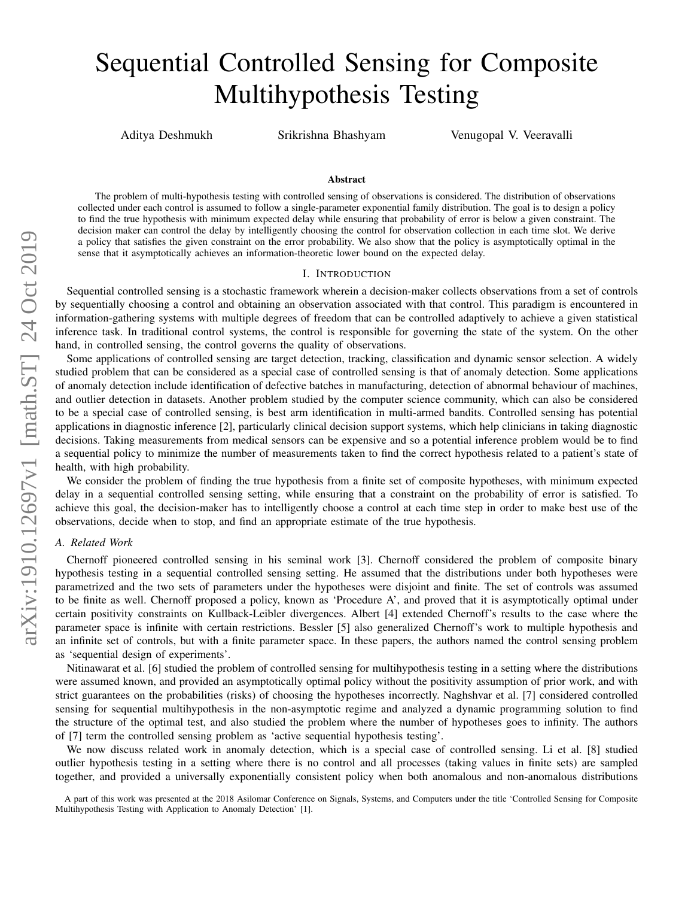# Sequential Controlled Sensing for Composite Multihypothesis Testing

Aditya Deshmukh    Srikrishna Bhashyam    Venugopal V. Veeravalli

### Abstract

The problem of multi-hypothesis testing with controlled sensing of observations is considered. The distribution of observations collected under each control is assumed to follow a single-parameter exponential family distribution. The goal is to design a policy to find the true hypothesis with minimum expected delay while ensuring that probability of error is below a given constraint. The decision maker can control the delay by intelligently choosing the control for observation collection in each time slot. We derive a policy that satisfies the given constraint on the error probability. We also show that the policy is asymptotically optimal in the sense that it asymptotically achieves an information-theoretic lower bound on the expected delay.

## I. Introduction

Sequential controlled sensing is a stochastic framework wherein a decision-maker collects observations from a set of controls by sequentially choosing a control and obtaining an observation associated with that control. This paradigm is encountered in information-gathering systems with multiple degrees of freedom that can be controlled adaptively to achieve a given statistical inference task. In traditional control systems, the control is responsible for governing the state of the system. On the other hand, in controlled sensing, the control governs the quality of observations.

Some applications of controlled sensing are target detection, tracking, classification and dynamic sensor selection. A widely studied problem that can be considered as a special case of controlled sensing is that of anomaly detection. Some applications of anomaly detection include identification of defective batches in manufacturing, detection of abnormal behaviour of machines, and outlier detection in datasets. Another problem studied by the computer science community, which can also be considered to be a special case of controlled sensing, is best arm identification in multi-armed bandits. Controlled sensing has potential applications in diagnostic inference [2], particularly clinical decision support systems, which help clinicians in taking diagnostic decisions. Taking measurements from medical sensors can be expensive and so a potential inference problem would be to find a sequential policy to minimize the number of measurements taken to find the correct hypothesis related to a patient's state of health, with high probability.

We consider the problem of finding the true hypothesis from a finite set of composite hypotheses, with minimum expected delay in a sequential controlled sensing setting, while ensuring that a constraint on the probability of error is satisfied. To achieve this goal, the decision-maker has to intelligently choose a control at each time step in order to make best use of the observations, decide when to stop, and find an appropriate estimate of the true hypothesis.

### A. Related Work

Chernoff pioneered controlled sensing in his seminal work [3]. Chernoff considered the problem of composite binary hypothesis testing in a sequential controlled sensing setting. He assumed that the distributions under both hypotheses were parametrized and the two sets of parameters under the hypotheses were disjoint and finite. The set of controls was assumed to be finite as well. Chernoff proposed a policy, known as 'Procedure A', and proved that it is asymptotically optimal under certain positivity constraints on Kullback-Leibler divergences. Albert [4] extended Chernoff's results to the case where the parameter space is infinite with certain restrictions. Bessler [5] also generalized Chernoff's work to multiple hypothesis and an infinite set of controls, but with a finite parameter space. In these papers, the authors named the control sensing problem as 'sequential design of experiments'.

Nitinawarat et al. [6] studied the problem of controlled sensing for multihypothesis testing in a setting where the distributions were assumed known, and provided an asymptotically optimal policy without the positivity assumption of prior work, and with strict guarantees on the probabilities (risks) of choosing the hypotheses incorrectly. Naghshvar et al. [7] considered controlled sensing for sequential multihypothesis in the non-asymptotic regime and analyzed a dynamic programming solution to find the structure of the optimal test, and also studied the problem where the number of hypotheses goes to infinity. The authors of [7] term the controlled sensing problem as 'active sequential hypothesis testing'.

We now discuss related work in anomaly detection, which is a special case of controlled sensing. Li et al. [8] studied outlier hypothesis testing in a setting where there is no control and all processes (taking values in finite sets) are sampled together, and provided a universally exponentially consistent policy when both anomalous and non-anomalous distributions

A part of this work was presented at the 2018 Asilomar Conference on Signals, Systems, and Computers under the title 'Controlled Sensing for Composite Multihypothesis Testing with Application to Anomaly Detection' [1].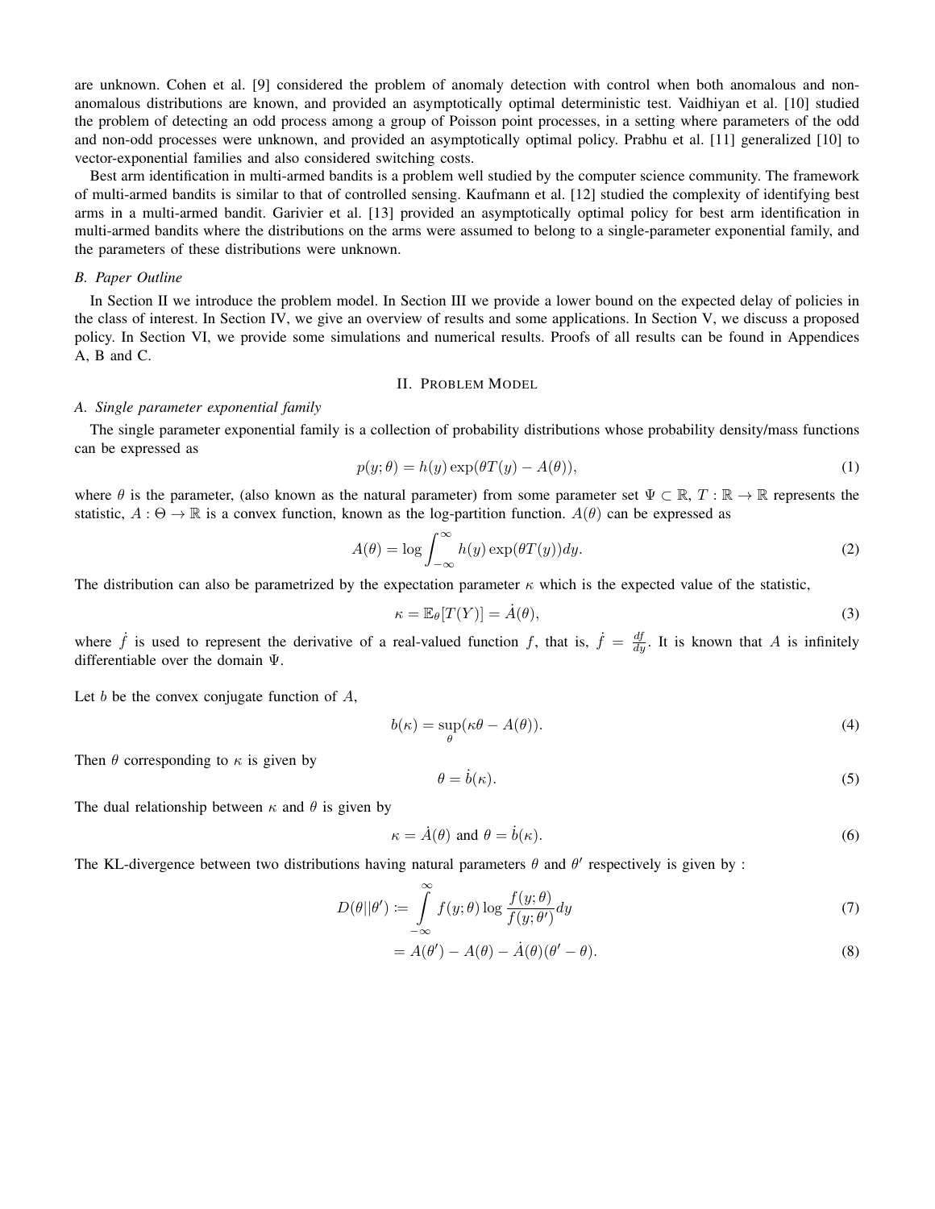are unknown. Cohen et al. [9] considered the problem of anomaly detection with control when both anomalous and non-anomalous distributions are known, and provided an asymptotically optimal deterministic test. Vaidhiyan et al. [10] studied the problem of detecting an odd process among a group of Poisson point processes, in a setting where parameters of the odd and non-odd processes were unknown, and provided an asymptotically optimal policy. Prabhu et al. [11] generalized [10] to vector-exponential families and also considered switching costs.

Best arm identification in multi-armed bandits is a problem well studied by the computer science community. The framework of multi-armed bandits is similar to that of controlled sensing. Kaufmann et al. [12] studied the complexity of identifying best arms in a multi-armed bandit. Garivier et al. [13] provided an asymptotically optimal policy for best arm identification in multi-armed bandits where the distributions on the arms were assumed to belong to a single-parameter exponential family, and the parameters of these distributions were unknown.

### *B. Paper Outline*

In Section II we introduce the problem model. In Section III we provide a lower bound on the expected delay of policies in the class of interest. In Section IV, we give an overview of results and some applications. In Section V, we discuss a proposed policy. In Section VI, we provide some simulations and numerical results. Proofs of all results can be found in Appendices A, B and C.

## II. Problem Model

### *A. Single parameter exponential family*

The single parameter exponential family is a collection of probability distributions whose probability density/mass functions can be expressed as

$$p(y;\theta) = h(y)\exp(\theta T(y) - A(\theta)), \tag{1}$$

where $\theta$ is the parameter, (also known as the natural parameter) from some parameter set $\Psi \subset \mathbb{R}$, $T : \mathbb{R} \to \mathbb{R}$ represents the statistic, $A : \Theta \to \mathbb{R}$ is a convex function, known as the log-partition function. $A(\theta)$ can be expressed as

$$A(\theta) = \log \int_{-\infty}^{\infty} h(y)\exp(\theta T(y))dy. \tag{2}$$

The distribution can also be parametrized by the expectation parameter $\kappa$ which is the expected value of the statistic,

$$\kappa = \mathbb{E}_\theta[T(Y)] = \dot{A}(\theta), \tag{3}$$

where $\dot{f}$ is used to represent the derivative of a real-valued function $f$, that is, $\dot{f} = \frac{df}{dy}$. It is known that $A$ is infinitely differentiable over the domain $\Psi$.

Let $b$ be the convex conjugate function of $A$,

$$b(\kappa) = \sup_{\theta}(\kappa\theta - A(\theta)). \tag{4}$$

Then $\theta$ corresponding to $\kappa$ is given by

$$\theta = \dot{b}(\kappa). \tag{5}$$

The dual relationship between $\kappa$ and $\theta$ is given by

$$\kappa = \dot{A}(\theta) \text{ and } \theta = \dot{b}(\kappa). \tag{6}$$

The KL-divergence between two distributions having natural parameters $\theta$ and $\theta'$ respectively is given by :

$$D(\theta||\theta') := \int_{-\infty}^{\infty} f(y;\theta)\log\frac{f(y;\theta)}{f(y;\theta')}dy \tag{7}$$

$$= A(\theta') - A(\theta) - \dot{A}(\theta)(\theta' - \theta). \tag{8}$$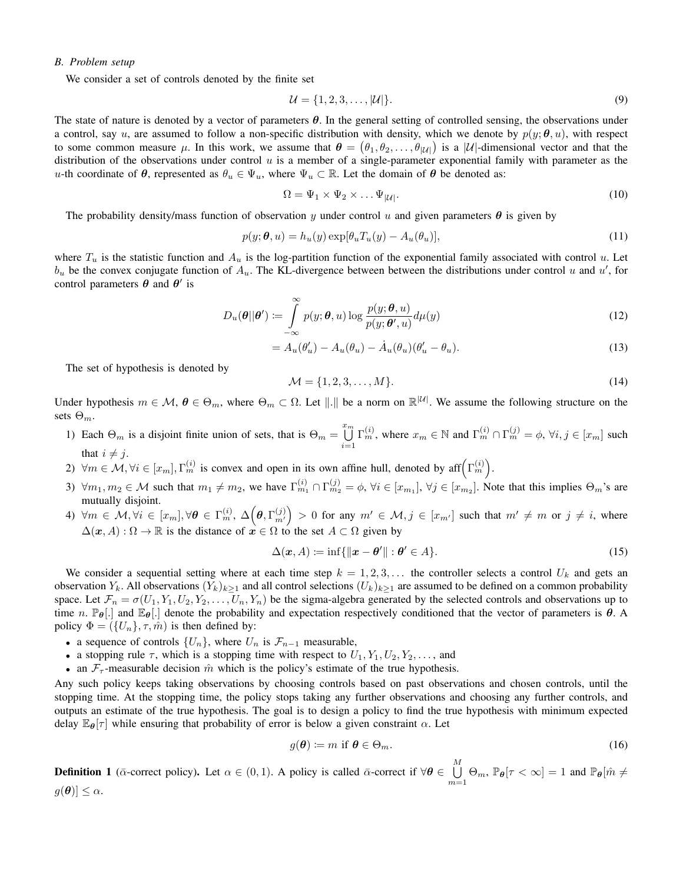### B. Problem setup

We consider a set of controls denoted by the finite set

$$\mathcal{U} = \{1, 2, 3, \ldots, |\mathcal{U}|\}. \tag{9}$$

The state of nature is denoted by a vector of parameters $\boldsymbol{\theta}$. In the general setting of controlled sensing, the observations under a control, say $u$, are assumed to follow a non-specific distribution with density, which we denote by $p(y; \boldsymbol{\theta}, u)$, with respect to some common measure $\mu$. In this work, we assume that $\boldsymbol{\theta} = \left(\theta_1, \theta_2, \ldots, \theta_{|\mathcal{U}|}\right)$ is a $|\mathcal{U}|$-dimensional vector and that the distribution of the observations under control $u$ is a member of a single-parameter exponential family with parameter as the $u$-th coordinate of $\boldsymbol{\theta}$, represented as $\theta_u \in \Psi_u$, where $\Psi_u \subset \mathbb{R}$. Let the domain of $\boldsymbol{\theta}$ be denoted as:

$$\Omega = \Psi_1 \times \Psi_2 \times \ldots \Psi_{|\mathcal{U}|}. \tag{10}$$

The probability density/mass function of observation $y$ under control $u$ and given parameters $\boldsymbol{\theta}$ is given by

$$p(y; \boldsymbol{\theta}, u) = h_u(y) \exp[\theta_u T_u(y) - A_u(\theta_u)], \tag{11}$$

where $T_u$ is the statistic function and $A_u$ is the log-partition function of the exponential family associated with control $u$. Let $b_u$ be the convex conjugate function of $A_u$. The KL-divergence between between the distributions under control $u$ and $u'$, for control parameters $\boldsymbol{\theta}$ and $\boldsymbol{\theta}'$ is

$$D_u(\boldsymbol{\theta}||\boldsymbol{\theta}') \coloneqq \int_{-\infty}^{\infty} p(y; \boldsymbol{\theta}, u) \log \frac{p(y; \boldsymbol{\theta}, u)}{p(y; \boldsymbol{\theta}', u)} d\mu(y) \tag{12}$$

$$= A_u(\theta'_u) - A_u(\theta_u) - \dot{A}_u(\theta_u)(\theta'_u - \theta_u). \tag{13}$$

The set of hypothesis is denoted by

$$\mathcal{M} = \{1, 2, 3, \ldots, M\}. \tag{14}$$

Under hypothesis $m \in \mathcal{M}$, $\boldsymbol{\theta} \in \Theta_m$, where $\Theta_m \subset \Omega$. Let $\|.\|$ be a norm on $\mathbb{R}^{|\mathcal{U}|}$. We assume the following structure on the sets $\Theta_m$.

1) Each $\Theta_m$ is a disjoint finite union of sets, that is $\Theta_m = \bigcup_{i=1}^{x_m} \Gamma_m^{(i)}$, where $x_m \in \mathbb{N}$ and $\Gamma_m^{(i)} \cap \Gamma_m^{(j)} = \phi$, $\forall i, j \in [x_m]$ such that $i \neq j$.
2) $\forall m \in \mathcal{M}, \forall i \in [x_m], \Gamma_m^{(i)}$ is convex and open in its own affine hull, denoted by $\text{aff}\left(\Gamma_m^{(i)}\right)$.
3) $\forall m_1, m_2 \in \mathcal{M}$ such that $m_1 \neq m_2$, we have $\Gamma_{m_1}^{(i)} \cap \Gamma_{m_2}^{(j)} = \phi$, $\forall i \in [x_{m_1}]$, $\forall j \in [x_{m_2}]$. Note that this implies $\Theta_m$'s are mutually disjoint.
4) $\forall m \in \mathcal{M}, \forall i \in [x_m], \forall \boldsymbol{\theta} \in \Gamma_m^{(i)}$, $\Delta\left(\boldsymbol{\theta}, \Gamma_{m'}^{(j)}\right) > 0$ for any $m' \in \mathcal{M}, j \in [x_{m'}]$ such that $m' \neq m$ or $j \neq i$, where $\Delta(\boldsymbol{x}, A) : \Omega \to \mathbb{R}$ is the distance of $\boldsymbol{x} \in \Omega$ to the set $A \subset \Omega$ given by

$$\Delta(\boldsymbol{x}, A) \coloneqq \inf\{\|\boldsymbol{x} - \boldsymbol{\theta}'\| : \boldsymbol{\theta}' \in A\}. \tag{15}$$

We consider a sequential setting where at each time step $k = 1, 2, 3, \ldots$ the controller selects a control $U_k$ and gets an observation $Y_k$. All observations $(Y_k)_{k \geq 1}$ and all control selections $(U_k)_{k \geq 1}$ are assumed to be defined on a common probability space. Let $\mathcal{F}_n = \sigma(U_1, Y_1, U_2, Y_2, \ldots, U_n, Y_n)$ be the sigma-algebra generated by the selected controls and observations up to time $n$. $\mathbb{P}_{\boldsymbol{\theta}}[.]$ and $\mathbb{E}_{\boldsymbol{\theta}}[.]$ denote the probability and expectation respectively conditioned that the vector of parameters is $\boldsymbol{\theta}$. A policy $\Phi = (\{U_n\}, \tau, \hat{m})$ is then defined by:

- a sequence of controls $\{U_n\}$, where $U_n$ is $\mathcal{F}_{n-1}$ measurable,
- a stopping rule $\tau$, which is a stopping time with respect to $U_1, Y_1, U_2, Y_2, \ldots$, and
- an $\mathcal{F}_\tau$-measurable decision $\hat{m}$ which is the policy's estimate of the true hypothesis.

Any such policy keeps taking observations by choosing controls based on past observations and chosen controls, until the stopping time. At the stopping time, the policy stops taking any further observations and choosing any further controls, and outputs an estimate of the true hypothesis. The goal is to design a policy to find the true hypothesis with minimum expected delay $\mathbb{E}_{\boldsymbol{\theta}}[\tau]$ while ensuring that probability of error is below a given constraint $\alpha$. Let

$$g(\boldsymbol{\theta}) \coloneqq m \text{ if } \boldsymbol{\theta} \in \Theta_m. \tag{16}$$

**Definition 1** ($\bar{\alpha}$-correct policy)**.** Let $\alpha \in (0, 1)$. A policy is called $\bar{\alpha}$-correct if $\forall \boldsymbol{\theta} \in \bigcup_{m=1}^{M} \Theta_m$, $\mathbb{P}_{\boldsymbol{\theta}}[\tau < \infty] = 1$ and $\mathbb{P}_{\boldsymbol{\theta}}[\hat{m} \neq g(\boldsymbol{\theta})] \leq \alpha$.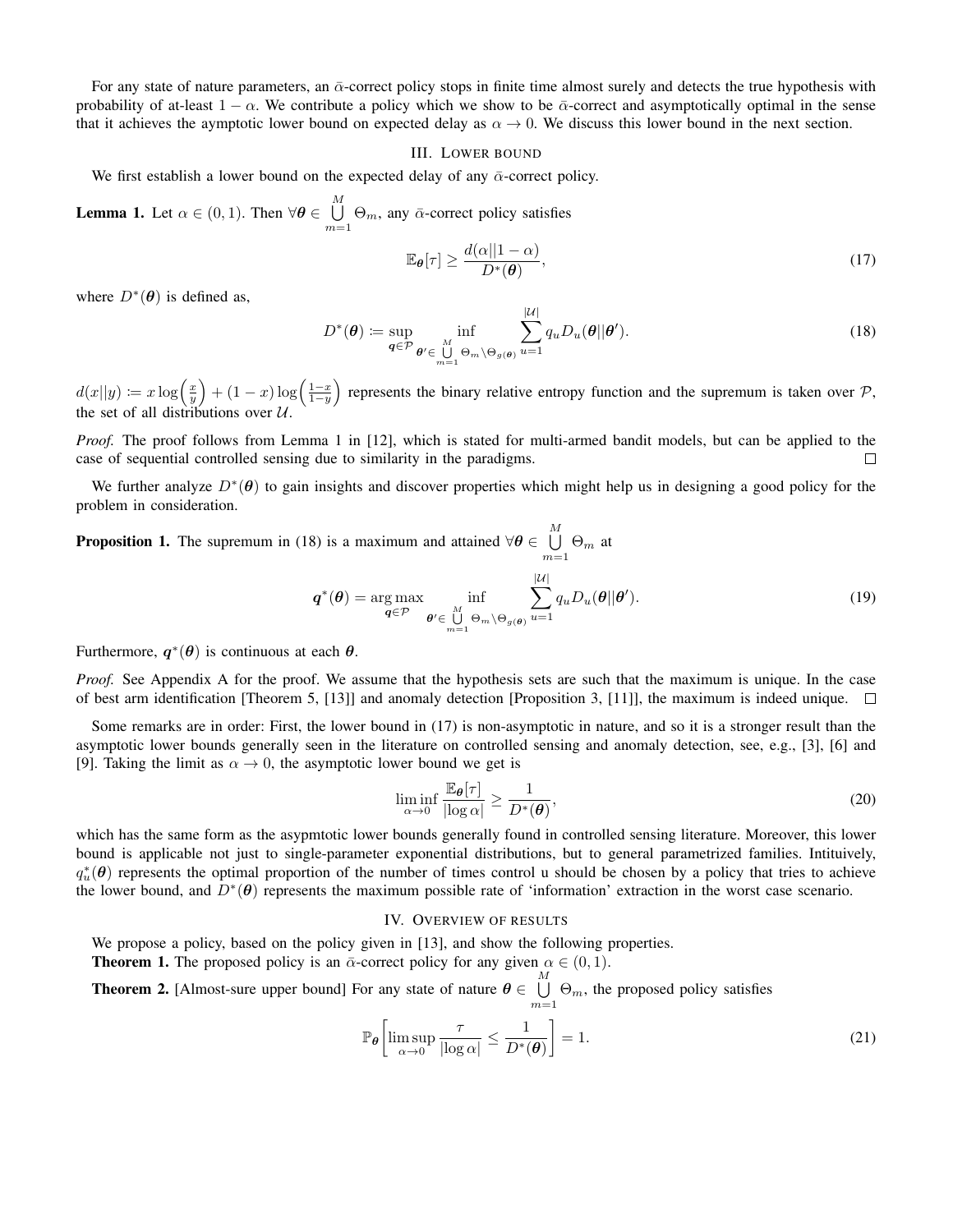For any state of nature parameters, an $\bar{\alpha}$-correct policy stops in finite time almost surely and detects the true hypothesis with probability of at-least $1-\alpha$. We contribute a policy which we show to be $\bar{\alpha}$-correct and asymptotically optimal in the sense that it achieves the aymptotic lower bound on expected delay as $\alpha \to 0$. We discuss this lower bound in the next section.

## III. Lower bound

We first establish a lower bound on the expected delay of any $\bar{\alpha}$-correct policy.

**Lemma 1.** Let $\alpha \in (0,1)$. Then $\forall \boldsymbol{\theta} \in \bigcup_{m=1}^{M} \Theta_m$, any $\bar{\alpha}$-correct policy satisfies

$$\mathbb{E}_{\boldsymbol{\theta}}[\tau] \geq \frac{d(\alpha||1-\alpha)}{D^*(\boldsymbol{\theta})}, \tag{17}$$

where $D^*(\boldsymbol{\theta})$ is defined as,

$$D^*(\boldsymbol{\theta}) \coloneqq \sup_{\boldsymbol{q}\in\mathcal{P}} \inf_{\boldsymbol{\theta}' \in \bigcup_{m=1}^{M} \Theta_m \setminus \Theta_{g(\boldsymbol{\theta})}} \sum_{u=1}^{|\mathcal{U}|} q_u D_u(\boldsymbol{\theta}||\boldsymbol{\theta}'). \tag{18}$$

$d(x||y) \coloneqq x\log\left(\frac{x}{y}\right) + (1-x)\log\left(\frac{1-x}{1-y}\right)$ represents the binary relative entropy function and the supremum is taken over $\mathcal{P}$, the set of all distributions over $\mathcal{U}$.

*Proof.* The proof follows from Lemma 1 in [12], which is stated for multi-armed bandit models, but can be applied to the case of sequential controlled sensing due to similarity in the paradigms. $\square$

We further analyze $D^*(\boldsymbol{\theta})$ to gain insights and discover properties which might help us in designing a good policy for the problem in consideration.

**Proposition 1.** The supremum in (18) is a maximum and attained $\forall \boldsymbol{\theta} \in \bigcup_{m=1}^{M} \Theta_m$ at

$$\boldsymbol{q}^*(\boldsymbol{\theta}) = \arg\max_{\boldsymbol{q}\in\mathcal{P}} \inf_{\boldsymbol{\theta}' \in \bigcup_{m=1}^{M} \Theta_m \setminus \Theta_{g(\boldsymbol{\theta})}} \sum_{u=1}^{|\mathcal{U}|} q_u D_u(\boldsymbol{\theta}||\boldsymbol{\theta}'). \tag{19}$$

Furthermore, $\boldsymbol{q}^*(\boldsymbol{\theta})$ is continuous at each $\boldsymbol{\theta}$.

*Proof.* See Appendix A for the proof. We assume that the hypothesis sets are such that the maximum is unique. In the case of best arm identification [Theorem 5, [13]] and anomaly detection [Proposition 3, [11]], the maximum is indeed unique. $\square$

Some remarks are in order: First, the lower bound in (17) is non-asymptotic in nature, and so it is a stronger result than the asymptotic lower bounds generally seen in the literature on controlled sensing and anomaly detection, see, e.g., [3], [6] and [9]. Taking the limit as $\alpha \to 0$, the asymptotic lower bound we get is

$$\liminf_{\alpha\to 0} \frac{\mathbb{E}_{\boldsymbol{\theta}}[\tau]}{|\log\alpha|} \geq \frac{1}{D^*(\boldsymbol{\theta})}, \tag{20}$$

which has the same form as the asypmtotic lower bounds generally found in controlled sensing literature. Moreover, this lower bound is applicable not just to single-parameter exponential distributions, but to general parametrized families. Intituively, $q_u^*(\boldsymbol{\theta})$ represents the optimal proportion of the number of times control u should be chosen by a policy that tries to achieve the lower bound, and $D^*(\boldsymbol{\theta})$ represents the maximum possible rate of 'information' extraction in the worst case scenario.

## IV. Overview of results

We propose a policy, based on the policy given in [13], and show the following properties.

**Theorem 1.** The proposed policy is an $\bar{\alpha}$-correct policy for any given $\alpha \in (0,1)$.

**Theorem 2.** [Almost-sure upper bound] For any state of nature $\boldsymbol{\theta} \in \bigcup_{m=1}^{M} \Theta_m$, the proposed policy satisfies

$$\mathbb{P}_{\boldsymbol{\theta}}\left[\limsup_{\alpha\to 0} \frac{\tau}{|\log\alpha|} \leq \frac{1}{D^*(\boldsymbol{\theta})}\right] = 1. \tag{21}$$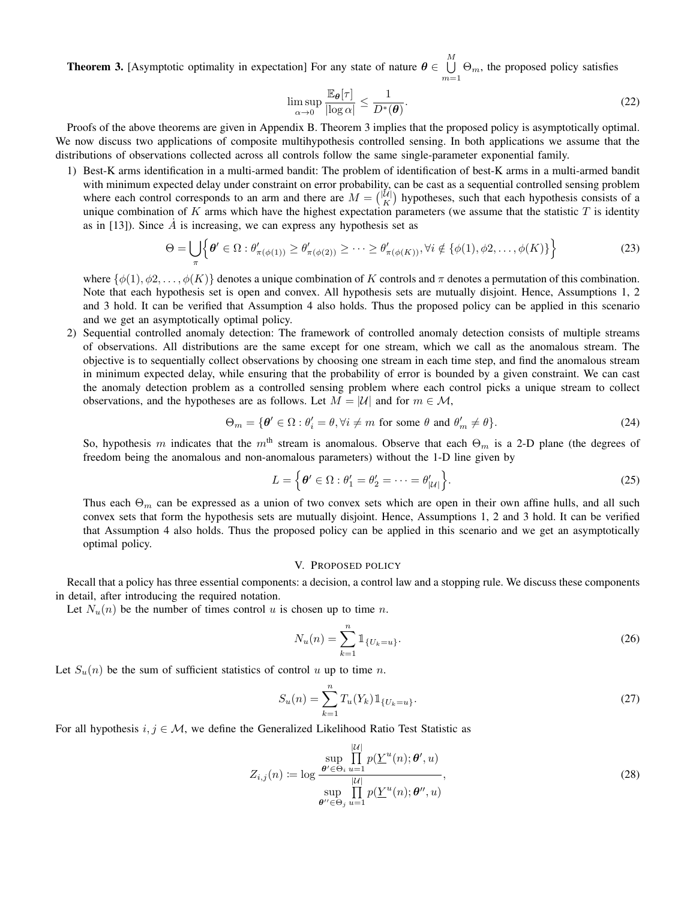**Theorem 3.** [Asymptotic optimality in expectation] For any state of nature $\boldsymbol{\theta} \in \bigcup_{m=1}^{M} \Theta_m$, the proposed policy satisfies

$$\limsup_{\alpha \to 0} \frac{\mathbb{E}_{\boldsymbol{\theta}}[\tau]}{|\log \alpha|} \leq \frac{1}{D^*(\boldsymbol{\theta})}. \tag{22}$$

Proofs of the above theorems are given in Appendix B. Theorem 3 implies that the proposed policy is asymptotically optimal. We now discuss two applications of composite multihypothesis controlled sensing. In both applications we assume that the distributions of observations collected across all controls follow the same single-parameter exponential family.

1) Best-K arms identification in a multi-armed bandit: The problem of identification of best-K arms in a multi-armed bandit with minimum expected delay under constraint on error probability, can be cast as a sequential controlled sensing problem where each control corresponds to an arm and there are $M = \binom{|\mathcal{U}|}{K}$ hypotheses, such that each hypothesis consists of a unique combination of $K$ arms which have the highest expectation parameters (we assume that the statistic $T$ is identity as in [13]). Since $\dot{A}$ is increasing, we can express any hypothesis set as

$$\Theta = \bigcup_{\pi} \Big\{ \boldsymbol{\theta}' \in \Omega : \theta'_{\pi(\phi(1))} \geq \theta'_{\pi(\phi(2))} \geq \cdots \geq \theta'_{\pi(\phi(K))}, \forall i \notin \{\phi(1), \phi 2, \ldots, \phi(K)\} \Big\} \tag{23}$$

where $\{\phi(1), \phi 2, \ldots, \phi(K)\}$ denotes a unique combination of $K$ controls and $\pi$ denotes a permutation of this combination. Note that each hypothesis set is open and convex. All hypothesis sets are mutually disjoint. Hence, Assumptions 1, 2 and 3 hold. It can be verified that Assumption 4 also holds. Thus the proposed policy can be applied in this scenario and we get an asymptotically optimal policy.

2) Sequential controlled anomaly detection: The framework of controlled anomaly detection consists of multiple streams of observations. All distributions are the same except for one stream, which we call as the anomalous stream. The objective is to sequentially collect observations by choosing one stream in each time step, and find the anomalous stream in minimum expected delay, while ensuring that the probability of error is bounded by a given constraint. We can cast the anomaly detection problem as a controlled sensing problem where each control picks a unique stream to collect observations, and the hypotheses are as follows. Let $M = |\mathcal{U}|$ and for $m \in \mathcal{M}$,

$$\Theta_m = \{\boldsymbol{\theta}' \in \Omega : \theta'_i = \theta, \forall i \neq m \text{ for some } \theta \text{ and } \theta'_m \neq \theta\}. \tag{24}$$

So, hypothesis $m$ indicates that the $m^{\text{th}}$ stream is anomalous. Observe that each $\Theta_m$ is a 2-D plane (the degrees of freedom being the anomalous and non-anomalous parameters) without the 1-D line given by

$$L = \Big\{ \boldsymbol{\theta}' \in \Omega : \theta'_1 = \theta'_2 = \cdots = \theta'_{|\mathcal{U}|} \Big\}. \tag{25}$$

Thus each $\Theta_m$ can be expressed as a union of two convex sets which are open in their own affine hulls, and all such convex sets that form the hypothesis sets are mutually disjoint. Hence, Assumptions 1, 2 and 3 hold. It can be verified that Assumption 4 also holds. Thus the proposed policy can be applied in this scenario and we get an asymptotically optimal policy.

## V. Proposed policy

Recall that a policy has three essential components: a decision, a control law and a stopping rule. We discuss these components in detail, after introducing the required notation.

Let $N_u(n)$ be the number of times control $u$ is chosen up to time $n$.

$$N_u(n) = \sum_{k=1}^{n} \mathbb{1}_{\{U_k = u\}}. \tag{26}$$

Let $S_u(n)$ be the sum of sufficient statistics of control $u$ up to time $n$.

$$S_u(n) = \sum_{k=1}^{n} T_u(Y_k) \mathbb{1}_{\{U_k = u\}}. \tag{27}$$

For all hypothesis $i, j \in \mathcal{M}$, we define the Generalized Likelihood Ratio Test Statistic as

$$Z_{i,j}(n) := \log \frac{\sup_{\boldsymbol{\theta}' \in \Theta_i} \prod_{u=1}^{|\mathcal{U}|} p(\underline{Y}^u(n); \boldsymbol{\theta}', u)}{\sup_{\boldsymbol{\theta}'' \in \Theta_j} \prod_{u=1}^{|\mathcal{U}|} p(\underline{Y}^u(n); \boldsymbol{\theta}'', u)}, \tag{28}$$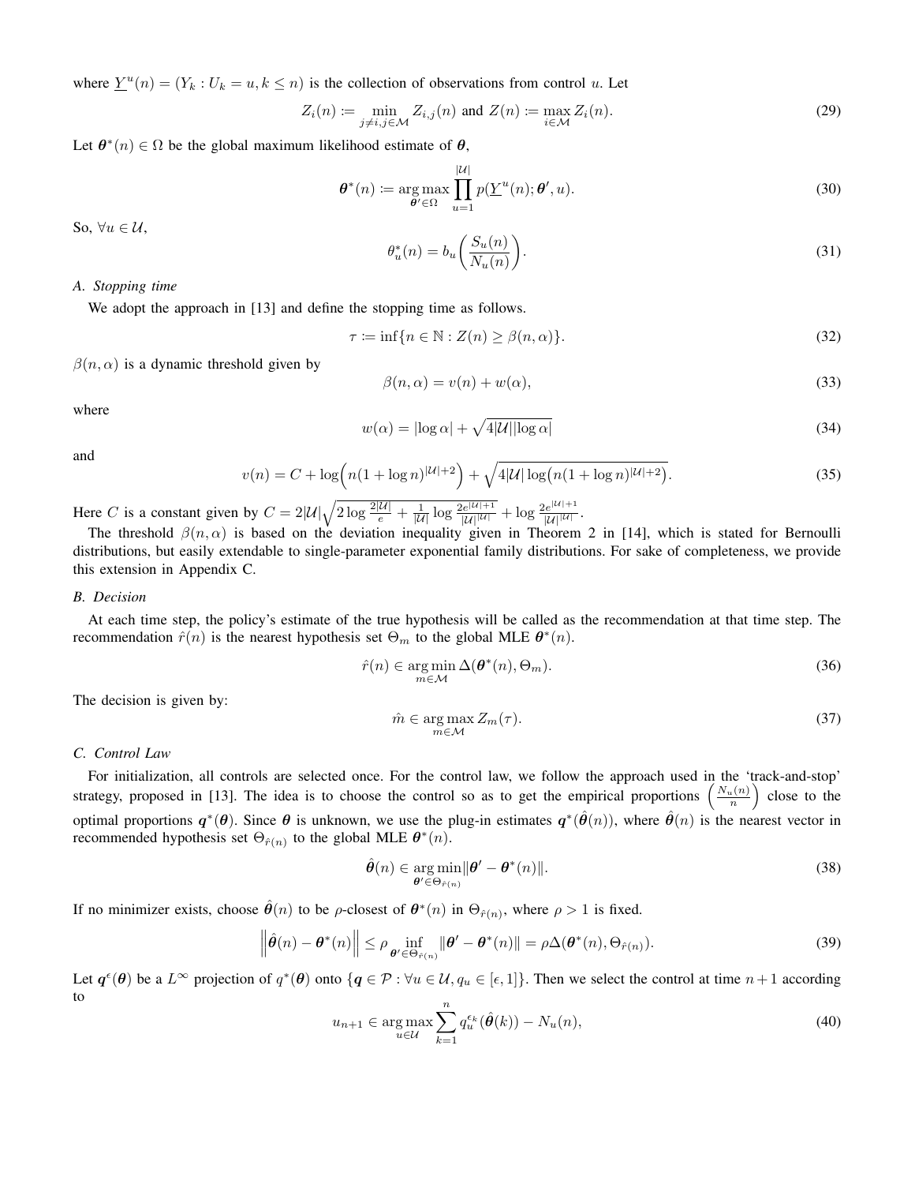where $\underline{Y}^u(n) = (Y_k : U_k = u, k \leq n)$ is the collection of observations from control $u$. Let

$$Z_i(n) := \min_{j \neq i, j \in \mathcal{M}} Z_{i,j}(n) \text{ and } Z(n) := \max_{i \in \mathcal{M}} Z_i(n). \tag{29}$$

Let $\boldsymbol{\theta}^*(n) \in \Omega$ be the global maximum likelihood estimate of $\boldsymbol{\theta}$,

$$\boldsymbol{\theta}^*(n) := \arg\max_{\boldsymbol{\theta}' \in \Omega} \prod_{u=1}^{|\mathcal{U}|} p(\underline{Y}^u(n); \boldsymbol{\theta}', u). \tag{30}$$

So, $\forall u \in \mathcal{U}$,

$$\theta_u^*(n) = b_u\left(\frac{S_u(n)}{N_u(n)}\right). \tag{31}$$

### A. Stopping time

We adopt the approach in [13] and define the stopping time as follows.

$$\tau := \inf\{n \in \mathbb{N} : Z(n) \geq \beta(n, \alpha)\}. \tag{32}$$

$\beta(n, \alpha)$ is a dynamic threshold given by

$$\beta(n, \alpha) = v(n) + w(\alpha), \tag{33}$$

where

$$w(\alpha) = |\log \alpha| + \sqrt{4|\mathcal{U}||\log \alpha|} \tag{34}$$

and

$$v(n) = C + \log\Big(n(1 + \log n)^{|\mathcal{U}|+2}\Big) + \sqrt{4|\mathcal{U}| \log\big(n(1 + \log n)^{|\mathcal{U}|+2}\big)}. \tag{35}$$

Here $C$ is a constant given by $C = 2|\mathcal{U}|\sqrt{2 \log \frac{2|\mathcal{U}|}{e} + \frac{1}{|\mathcal{U}|} \log \frac{2e^{|\mathcal{U}|+1}}{|\mathcal{U}|^{|\mathcal{U}|}}} + \log \frac{2e^{|\mathcal{U}|+1}}{|\mathcal{U}|^{|\mathcal{U}|}}$.

The threshold $\beta(n, \alpha)$ is based on the deviation inequality given in Theorem 2 in [14], which is stated for Bernoulli distributions, but easily extendable to single-parameter exponential family distributions. For sake of completeness, we provide this extension in Appendix C.

### B. Decision

At each time step, the policy's estimate of the true hypothesis will be called as the recommendation at that time step. The recommendation $\hat{r}(n)$ is the nearest hypothesis set $\Theta_m$ to the global MLE $\boldsymbol{\theta}^*(n)$.

$$\hat{r}(n) \in \arg\min_{m \in \mathcal{M}} \Delta(\boldsymbol{\theta}^*(n), \Theta_m). \tag{36}$$

The decision is given by:

$$\hat{m} \in \arg\max_{m \in \mathcal{M}} Z_m(\tau). \tag{37}$$

### C. Control Law

For initialization, all controls are selected once. For the control law, we follow the approach used in the 'track-and-stop' strategy, proposed in [13]. The idea is to choose the control so as to get the empirical proportions $\left(\frac{N_u(n)}{n}\right)$ close to the optimal proportions $\boldsymbol{q}^*(\boldsymbol{\theta})$. Since $\boldsymbol{\theta}$ is unknown, we use the plug-in estimates $\boldsymbol{q}^*(\hat{\boldsymbol{\theta}}(n))$, where $\hat{\boldsymbol{\theta}}(n)$ is the nearest vector in recommended hypothesis set $\Theta_{\hat{r}(n)}$ to the global MLE $\boldsymbol{\theta}^*(n)$.

$$\hat{\boldsymbol{\theta}}(n) \in \arg\min_{\boldsymbol{\theta}' \in \Theta_{\hat{r}(n)}} \|\boldsymbol{\theta}' - \boldsymbol{\theta}^*(n)\|. \tag{38}$$

If no minimizer exists, choose $\hat{\boldsymbol{\theta}}(n)$ to be $\rho$-closest of $\boldsymbol{\theta}^*(n)$ in $\Theta_{\hat{r}(n)}$, where $\rho > 1$ is fixed.

$$\left\|\hat{\boldsymbol{\theta}}(n) - \boldsymbol{\theta}^*(n)\right\| \leq \rho \inf_{\boldsymbol{\theta}' \in \Theta_{\hat{r}(n)}} \|\boldsymbol{\theta}' - \boldsymbol{\theta}^*(n)\| = \rho \Delta(\boldsymbol{\theta}^*(n), \Theta_{\hat{r}(n)}). \tag{39}$$

Let $\boldsymbol{q}^\epsilon(\boldsymbol{\theta})$ be a $L^\infty$ projection of $q^*(\boldsymbol{\theta})$ onto $\{\boldsymbol{q} \in \mathcal{P} : \forall u \in \mathcal{U}, q_u \in [\epsilon, 1]\}$. Then we select the control at time $n+1$ according to

$$u_{n+1} \in \arg\max_{u \in \mathcal{U}} \sum_{k=1}^{n} q_u^{\epsilon_k}(\hat{\boldsymbol{\theta}}(k)) - N_u(n), \tag{40}$$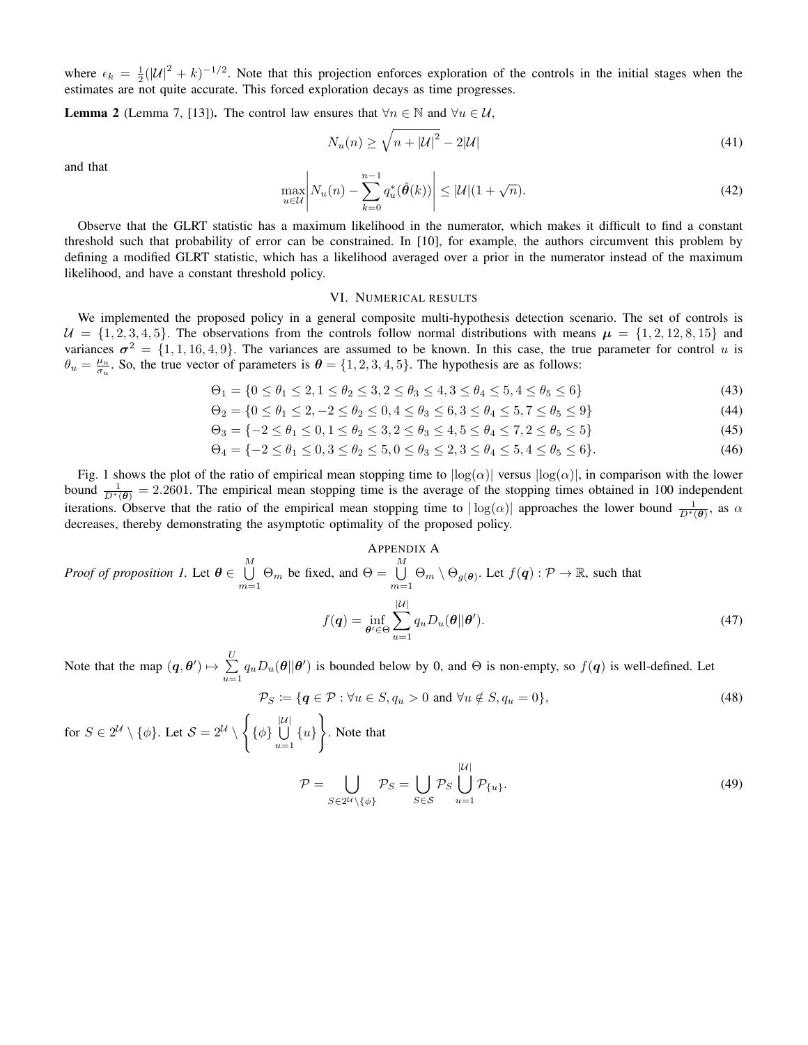where $\epsilon_k = \frac{1}{2}(|\mathcal{U}|^2 + k)^{-1/2}$. Note that this projection enforces exploration of the controls in the initial stages when the estimates are not quite accurate. This forced exploration decays as time progresses.

**Lemma 2** (Lemma 7, [13])**.** The control law ensures that $\forall n \in \mathbb{N}$ and $\forall u \in \mathcal{U}$,

$$N_u(n) \geq \sqrt{n + |\mathcal{U}|^2} - 2|\mathcal{U}| \tag{41}$$

and that

$$\max_{u \in \mathcal{U}} \left| N_u(n) - \sum_{k=0}^{n-1} q_u^*(\hat{\boldsymbol{\theta}}(k)) \right| \leq |\mathcal{U}|(1 + \sqrt{n}). \tag{42}$$

Observe that the GLRT statistic has a maximum likelihood in the numerator, which makes it difficult to find a constant threshold such that probability of error can be constrained. In [10], for example, the authors circumvent this problem by defining a modified GLRT statistic, which has a likelihood averaged over a prior in the numerator instead of the maximum likelihood, and have a constant threshold policy.

## VI. Numerical results

We implemented the proposed policy in a general composite multi-hypothesis detection scenario. The set of controls is $\mathcal{U} = \{1, 2, 3, 4, 5\}$. The observations from the controls follow normal distributions with means $\boldsymbol{\mu} = \{1, 2, 12, 8, 15\}$ and variances $\boldsymbol{\sigma}^2 = \{1, 1, 16, 4, 9\}$. The variances are assumed to be known. In this case, the true parameter for control $u$ is $\theta_u = \frac{\mu_u}{\sigma_u}$. So, the true vector of parameters is $\boldsymbol{\theta} = \{1, 2, 3, 4, 5\}$. The hypothesis are as follows:

$$\Theta_1 = \{0 \leq \theta_1 \leq 2, 1 \leq \theta_2 \leq 3, 2 \leq \theta_3 \leq 4, 3 \leq \theta_4 \leq 5, 4 \leq \theta_5 \leq 6\} \tag{43}$$

$$\Theta_2 = \{0 \leq \theta_1 \leq 2, -2 \leq \theta_2 \leq 0, 4 \leq \theta_3 \leq 6, 3 \leq \theta_4 \leq 5, 7 \leq \theta_5 \leq 9\} \tag{44}$$

$$\Theta_3 = \{-2 \leq \theta_1 \leq 0, 1 \leq \theta_2 \leq 3, 2 \leq \theta_3 \leq 4, 5 \leq \theta_4 \leq 7, 2 \leq \theta_5 \leq 5\} \tag{45}$$

$$\Theta_4 = \{-2 \leq \theta_1 \leq 0, 3 \leq \theta_2 \leq 5, 0 \leq \theta_3 \leq 2, 3 \leq \theta_4 \leq 5, 4 \leq \theta_5 \leq 6\}. \tag{46}$$

Fig. 1 shows the plot of the ratio of empirical mean stopping time to $|\log(\alpha)|$ versus $|\log(\alpha)|$, in comparison with the lower bound $\frac{1}{D^*(\boldsymbol{\theta})} = 2.2601$. The empirical mean stopping time is the average of the stopping times obtained in 100 independent iterations. Observe that the ratio of the empirical mean stopping time to $|\log(\alpha)|$ approaches the lower bound $\frac{1}{D^*(\boldsymbol{\theta})}$, as $\alpha$ decreases, thereby demonstrating the asymptotic optimality of the proposed policy.

## Appendix A

*Proof of proposition 1.* Let $\boldsymbol{\theta} \in \bigcup_{m=1}^{M} \Theta_m$ be fixed, and $\Theta = \bigcup_{m=1}^{M} \Theta_m \setminus \Theta_{g(\boldsymbol{\theta})}$. Let $f(\boldsymbol{q}) : \mathcal{P} \to \mathbb{R}$, such that

$$f(\boldsymbol{q}) = \inf_{\boldsymbol{\theta}' \in \Theta} \sum_{u=1}^{|\mathcal{U}|} q_u D_u(\boldsymbol{\theta} || \boldsymbol{\theta}'). \tag{47}$$

Note that the map $(\boldsymbol{q}, \boldsymbol{\theta}') \mapsto \sum_{u=1}^{U} q_u D_u(\boldsymbol{\theta} || \boldsymbol{\theta}')$ is bounded below by 0, and $\Theta$ is non-empty, so $f(\boldsymbol{q})$ is well-defined. Let

$$\mathcal{P}_S \coloneqq \{\boldsymbol{q} \in \mathcal{P} : \forall u \in S, q_u > 0 \text{ and } \forall u \notin S, q_u = 0\}, \tag{48}$$

for $S \in 2^{\mathcal{U}} \setminus \{\phi\}$. Let $\mathcal{S} = 2^{\mathcal{U}} \setminus \left\{ \{\phi\} \bigcup_{u=1}^{|\mathcal{U}|} \{u\} \right\}$. Note that

$$\mathcal{P} = \bigcup_{S \in 2^{\mathcal{U}} \setminus \{\phi\}} \mathcal{P}_S = \bigcup_{S \in \mathcal{S}} \mathcal{P}_S \bigcup_{u=1}^{|\mathcal{U}|} \mathcal{P}_{\{u\}}. \tag{49}$$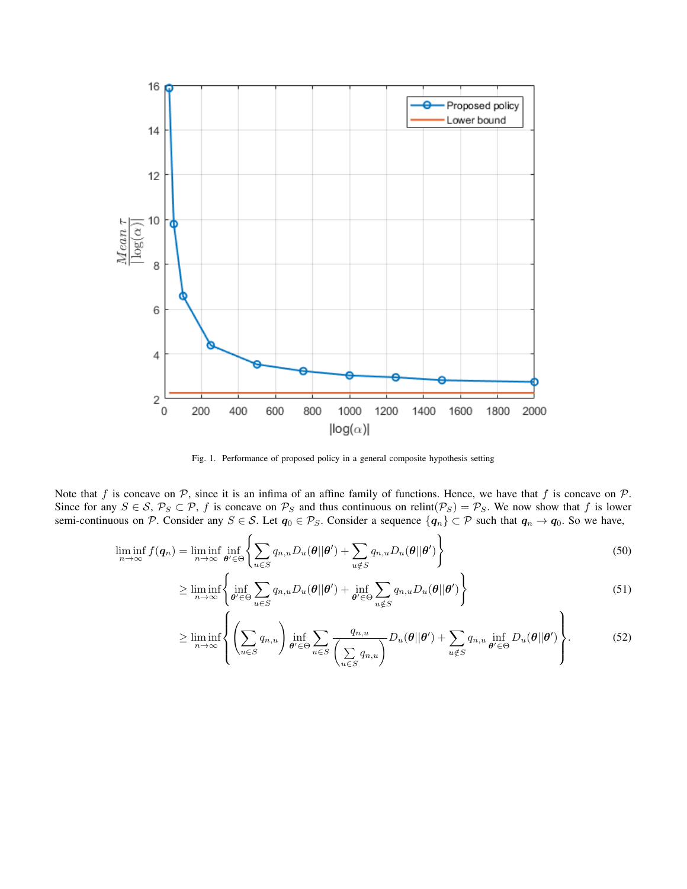Fig. 1. Performance of proposed policy in a general composite hypothesis setting

Note that $f$ is concave on $\mathcal{P}$, since it is an infima of an affine family of functions. Hence, we have that $f$ is concave on $\mathcal{P}$. Since for any $S \in \mathcal{S}$, $\mathcal{P}_S \subset \mathcal{P}$, $f$ is concave on $\mathcal{P}_S$ and thus continuous on relint$(\mathcal{P}_S) = \mathcal{P}_S$. We now show that $f$ is lower semi-continuous on $\mathcal{P}$. Consider any $S \in \mathcal{S}$. Let $\boldsymbol{q}_0 \in \mathcal{P}_S$. Consider a sequence $\{\boldsymbol{q}_n\} \subset \mathcal{P}$ such that $\boldsymbol{q}_n \to \boldsymbol{q}_0$. So we have,

$$\liminf_{n\to\infty} f(\boldsymbol{q}_n) = \liminf_{n\to\infty} \inf_{\boldsymbol{\theta}' \in \Theta} \left\{ \sum_{u\in S} q_{n,u} D_u(\boldsymbol{\theta}||\boldsymbol{\theta}') + \sum_{u\notin S} q_{n,u} D_u(\boldsymbol{\theta}||\boldsymbol{\theta}') \right\} \tag{50}$$

$$\geq \liminf_{n\to\infty} \left\{ \inf_{\boldsymbol{\theta}' \in \Theta} \sum_{u\in S} q_{n,u} D_u(\boldsymbol{\theta}||\boldsymbol{\theta}') + \inf_{\boldsymbol{\theta}' \in \Theta} \sum_{u\notin S} q_{n,u} D_u(\boldsymbol{\theta}||\boldsymbol{\theta}') \right\} \tag{51}$$

$$\geq \liminf_{n\to\infty} \left\{ \left( \sum_{u\in S} q_{n,u} \right) \inf_{\boldsymbol{\theta}' \in \Theta} \sum_{u\in S} \frac{q_{n,u}}{\left( \sum\limits_{u\in S} q_{n,u} \right)} D_u(\boldsymbol{\theta}||\boldsymbol{\theta}') + \sum_{u\notin S} q_{n,u} \inf_{\boldsymbol{\theta}' \in \Theta} D_u(\boldsymbol{\theta}||\boldsymbol{\theta}') \right\}. \tag{52}$$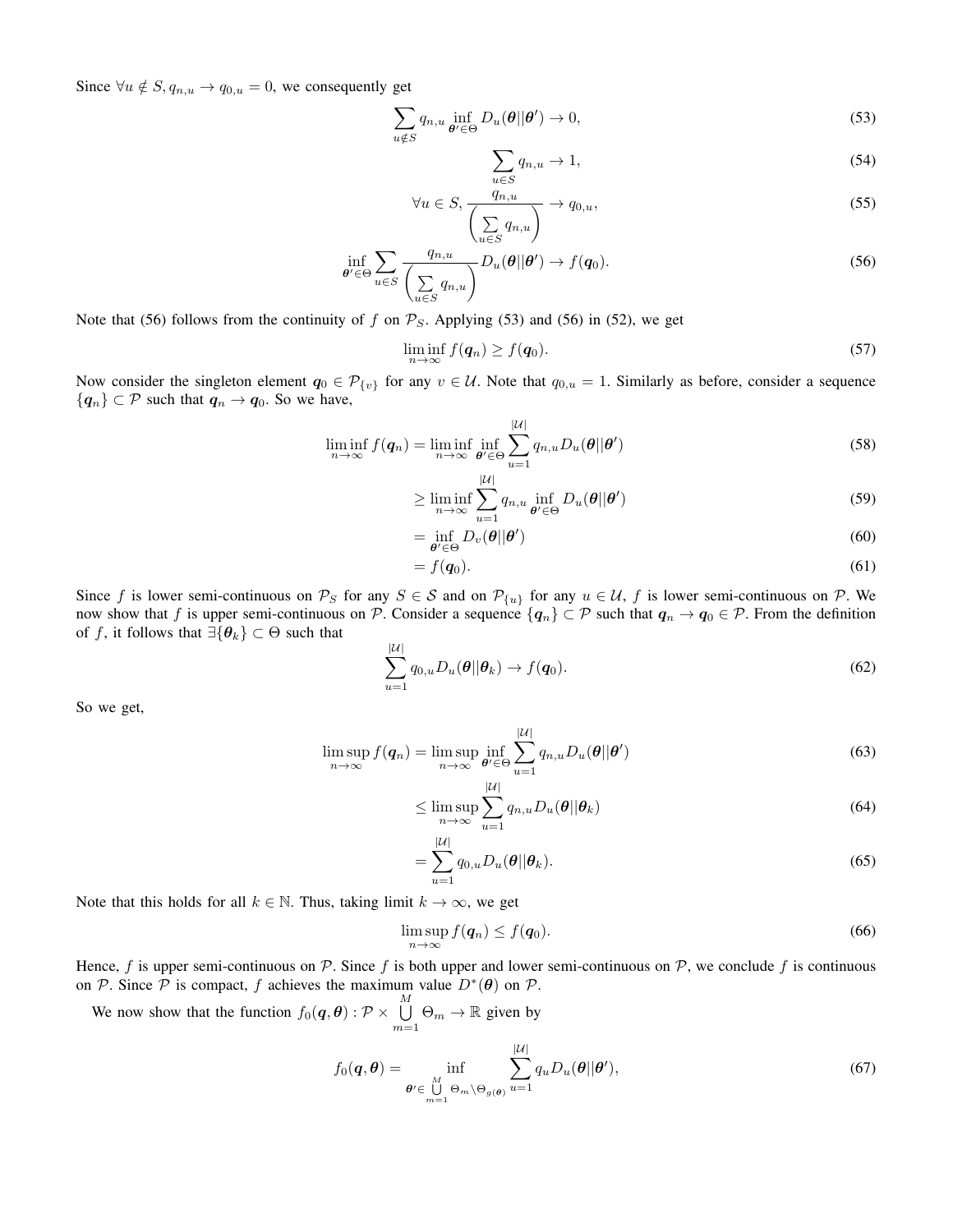Since $\forall u \notin S, q_{n,u} \to q_{0,u} = 0$, we consequently get

$$\sum_{u \notin S} q_{n,u} \inf_{\boldsymbol{\theta}' \in \Theta} D_u(\boldsymbol{\theta} || \boldsymbol{\theta}') \to 0, \tag{53}$$

$$\sum_{u \in S} q_{n,u} \to 1, \tag{54}$$

$$\forall u \in S, \frac{q_{n,u}}{\left(\sum\limits_{u \in S} q_{n,u}\right)} \to q_{0,u}, \tag{55}$$

$$\inf_{\boldsymbol{\theta}' \in \Theta} \sum_{u \in S} \frac{q_{n,u}}{\left(\sum\limits_{u \in S} q_{n,u}\right)} D_u(\boldsymbol{\theta} || \boldsymbol{\theta}') \to f(\boldsymbol{q}_0). \tag{56}$$

Note that (56) follows from the continuity of $f$ on $\mathcal{P}_S$. Applying (53) and (56) in (52), we get

$$\liminf_{n \to \infty} f(\boldsymbol{q}_n) \geq f(\boldsymbol{q}_0). \tag{57}$$

Now consider the singleton element $\boldsymbol{q}_0 \in \mathcal{P}_{\{v\}}$ for any $v \in \mathcal{U}$. Note that $q_{0,u} = 1$. Similarly as before, consider a sequence $\{\boldsymbol{q}_n\} \subset \mathcal{P}$ such that $\boldsymbol{q}_n \to \boldsymbol{q}_0$. So we have,

$$\liminf_{n \to \infty} f(\boldsymbol{q}_n) = \liminf_{n \to \infty} \inf_{\boldsymbol{\theta}' \in \Theta} \sum_{u=1}^{|\mathcal{U}|} q_{n,u} D_u(\boldsymbol{\theta} || \boldsymbol{\theta}') \tag{58}$$

$$\geq \liminf_{n \to \infty} \sum_{u=1}^{|\mathcal{U}|} q_{n,u} \inf_{\boldsymbol{\theta}' \in \Theta} D_u(\boldsymbol{\theta} || \boldsymbol{\theta}') \tag{59}$$

$$= \inf_{\boldsymbol{\theta}' \in \Theta} D_v(\boldsymbol{\theta} || \boldsymbol{\theta}') \tag{60}$$

$$= f(\boldsymbol{q}_0). \tag{61}$$

Since $f$ is lower semi-continuous on $\mathcal{P}_S$ for any $S \in \mathcal{S}$ and on $\mathcal{P}_{\{u\}}$ for any $u \in \mathcal{U}$, $f$ is lower semi-continuous on $\mathcal{P}$. We now show that $f$ is upper semi-continuous on $\mathcal{P}$. Consider a sequence $\{\boldsymbol{q}_n\} \subset \mathcal{P}$ such that $\boldsymbol{q}_n \to \boldsymbol{q}_0 \in \mathcal{P}$. From the definition of $f$, it follows that $\exists \{\boldsymbol{\theta}_k\} \subset \Theta$ such that

$$\sum_{u=1}^{|\mathcal{U}|} q_{0,u} D_u(\boldsymbol{\theta} || \boldsymbol{\theta}_k) \to f(\boldsymbol{q}_0). \tag{62}$$

So we get,

$$\limsup_{n \to \infty} f(\boldsymbol{q}_n) = \limsup_{n \to \infty} \inf_{\boldsymbol{\theta}' \in \Theta} \sum_{u=1}^{|\mathcal{U}|} q_{n,u} D_u(\boldsymbol{\theta} || \boldsymbol{\theta}') \tag{63}$$

$$\leq \limsup_{n \to \infty} \sum_{u=1}^{|\mathcal{U}|} q_{n,u} D_u(\boldsymbol{\theta} || \boldsymbol{\theta}_k) \tag{64}$$

$$= \sum_{u=1}^{|\mathcal{U}|} q_{0,u} D_u(\boldsymbol{\theta} || \boldsymbol{\theta}_k). \tag{65}$$

Note that this holds for all $k \in \mathbb{N}$. Thus, taking limit $k \to \infty$, we get

$$\limsup_{n \to \infty} f(\boldsymbol{q}_n) \leq f(\boldsymbol{q}_0). \tag{66}$$

Hence, $f$ is upper semi-continuous on $\mathcal{P}$. Since $f$ is both upper and lower semi-continuous on $\mathcal{P}$, we conclude $f$ is continuous on $\mathcal{P}$. Since $\mathcal{P}$ is compact, $f$ achieves the maximum value $D^*(\boldsymbol{\theta})$ on $\mathcal{P}$.

We now show that the function $f_0(\boldsymbol{q}, \boldsymbol{\theta}) : \mathcal{P} \times \bigcup\limits_{m=1}^{M} \Theta_m \to \mathbb{R}$ given by

$$f_0(\boldsymbol{q}, \boldsymbol{\theta}) = \inf_{\boldsymbol{\theta}' \in \bigcup\limits_{m=1}^{M} \Theta_m \setminus \Theta_{g(\boldsymbol{\theta})}} \sum_{u=1}^{|\mathcal{U}|} q_u D_u(\boldsymbol{\theta} || \boldsymbol{\theta}'), \tag{67}$$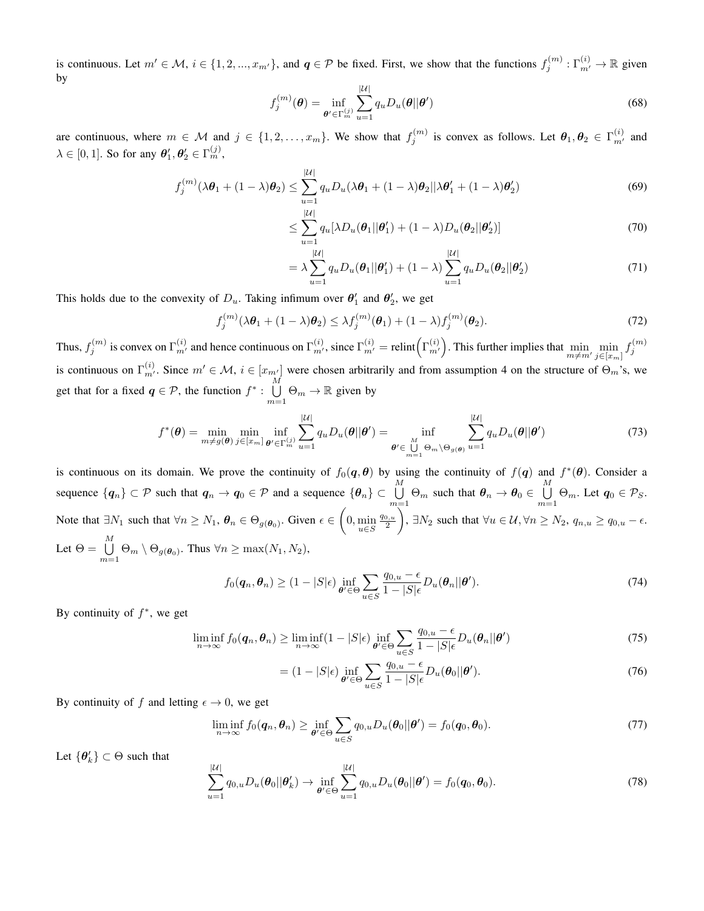is continuous. Let $m' \in \mathcal{M}$, $i \in \{1, 2, ..., x_{m'}\}$, and $\boldsymbol{q} \in \mathcal{P}$ be fixed. First, we show that the functions $f_j^{(m)} : \Gamma_{m'}^{(i)} \to \mathbb{R}$ given by

$$f_j^{(m)}(\boldsymbol{\theta}) = \inf_{\boldsymbol{\theta}' \in \Gamma_m^{(j)}} \sum_{u=1}^{|\mathcal{U}|} q_u D_u(\boldsymbol{\theta}||\boldsymbol{\theta}') \tag{68}$$

are continuous, where $m \in \mathcal{M}$ and $j \in \{1, 2, \ldots, x_m\}$. We show that $f_j^{(m)}$ is convex as follows. Let $\boldsymbol{\theta}_1, \boldsymbol{\theta}_2 \in \Gamma_{m'}^{(i)}$ and $\lambda \in [0, 1]$. So for any $\boldsymbol{\theta}_1', \boldsymbol{\theta}_2' \in \Gamma_m^{(j)}$,

$$f_j^{(m)}(\lambda\boldsymbol{\theta}_1 + (1-\lambda)\boldsymbol{\theta}_2) \leq \sum_{u=1}^{|\mathcal{U}|} q_u D_u(\lambda\boldsymbol{\theta}_1 + (1-\lambda)\boldsymbol{\theta}_2 || \lambda\boldsymbol{\theta}_1' + (1-\lambda)\boldsymbol{\theta}_2') \tag{69}$$

$$\leq \sum_{u=1}^{|\mathcal{U}|} q_u [\lambda D_u(\boldsymbol{\theta}_1||\boldsymbol{\theta}_1') + (1-\lambda) D_u(\boldsymbol{\theta}_2||\boldsymbol{\theta}_2')] \tag{70}$$

$$= \lambda \sum_{u=1}^{|\mathcal{U}|} q_u D_u(\boldsymbol{\theta}_1||\boldsymbol{\theta}_1') + (1-\lambda) \sum_{u=1}^{|\mathcal{U}|} q_u D_u(\boldsymbol{\theta}_2||\boldsymbol{\theta}_2') \tag{71}$$

This holds due to the convexity of $D_u$. Taking infimum over $\boldsymbol{\theta}_1'$ and $\boldsymbol{\theta}_2'$, we get

$$f_j^{(m)}(\lambda\boldsymbol{\theta}_1 + (1-\lambda)\boldsymbol{\theta}_2) \leq \lambda f_j^{(m)}(\boldsymbol{\theta}_1) + (1-\lambda) f_j^{(m)}(\boldsymbol{\theta}_2). \tag{72}$$

Thus, $f_j^{(m)}$ is convex on $\Gamma_{m'}^{(i)}$ and hence continuous on $\Gamma_{m'}^{(i)}$, since $\Gamma_{m'}^{(i)} = \text{relint}\left(\Gamma_{m'}^{(i)}\right)$. This further implies that $\min\limits_{m \neq m'} \min\limits_{j \in [x_m]} f_j^{(m)}$ is continuous on $\Gamma_{m'}^{(i)}$. Since $m' \in \mathcal{M}$, $i \in [x_{m'}]$ were chosen arbitrarily and from assumption 4 on the structure of $\Theta_m$'s, we get that for a fixed $\boldsymbol{q} \in \mathcal{P}$, the function $f^* : \bigcup\limits_{m=1}^{M} \Theta_m \to \mathbb{R}$ given by

$$f^*(\boldsymbol{\theta}) = \min_{m \neq g(\boldsymbol{\theta})} \min_{j \in [x_m]} \inf_{\boldsymbol{\theta}' \in \Gamma_m^{(j)}} \sum_{u=1}^{|\mathcal{U}|} q_u D_u(\boldsymbol{\theta}||\boldsymbol{\theta}') = \inf_{\boldsymbol{\theta}' \in \bigcup\limits_{m=1}^{M} \Theta_m \setminus \Theta_{g(\boldsymbol{\theta})}} \sum_{u=1}^{|\mathcal{U}|} q_u D_u(\boldsymbol{\theta}||\boldsymbol{\theta}') \tag{73}$$

is continuous on its domain. We prove the continuity of $f_0(\boldsymbol{q}, \boldsymbol{\theta})$ by using the continuity of $f(\boldsymbol{q})$ and $f^*(\boldsymbol{\theta})$. Consider a sequence $\{\boldsymbol{q}_n\} \subset \mathcal{P}$ such that $\boldsymbol{q}_n \to \boldsymbol{q}_0 \in \mathcal{P}$ and a sequence $\{\boldsymbol{\theta}_n\} \subset \bigcup\limits_{m=1}^{M} \Theta_m$ such that $\boldsymbol{\theta}_n \to \boldsymbol{\theta}_0 \in \bigcup\limits_{m=1}^{M} \Theta_m$. Let $\boldsymbol{q}_0 \in \mathcal{P}_S$. Note that $\exists N_1$ such that $\forall n \geq N_1$, $\boldsymbol{\theta}_n \in \Theta_{g(\boldsymbol{\theta}_0)}$. Given $\epsilon \in \left(0, \min\limits_{u \in S} \frac{q_{0,u}}{2}\right)$, $\exists N_2$ such that $\forall u \in \mathcal{U}, \forall n \geq N_2$, $q_{n,u} \geq q_{0,u} - \epsilon$. Let $\Theta = \bigcup\limits_{m=1}^{M} \Theta_m \setminus \Theta_{g(\boldsymbol{\theta}_0)}$. Thus $\forall n \geq \max(N_1, N_2)$,

$$f_0(\boldsymbol{q}_n, \boldsymbol{\theta}_n) \geq (1 - |S|\epsilon) \inf_{\boldsymbol{\theta}' \in \Theta} \sum_{u \in S} \frac{q_{0,u} - \epsilon}{1 - |S|\epsilon} D_u(\boldsymbol{\theta}_n||\boldsymbol{\theta}'). \tag{74}$$

By continuity of $f^*$, we get

$$\liminf_{n \to \infty} f_0(\boldsymbol{q}_n, \boldsymbol{\theta}_n) \geq \liminf_{n \to \infty} (1 - |S|\epsilon) \inf_{\boldsymbol{\theta}' \in \Theta} \sum_{u \in S} \frac{q_{0,u} - \epsilon}{1 - |S|\epsilon} D_u(\boldsymbol{\theta}_n||\boldsymbol{\theta}') \tag{75}$$

$$= (1 - |S|\epsilon) \inf_{\boldsymbol{\theta}' \in \Theta} \sum_{u \in S} \frac{q_{0,u} - \epsilon}{1 - |S|\epsilon} D_u(\boldsymbol{\theta}_0||\boldsymbol{\theta}'). \tag{76}$$

By continuity of $f$ and letting $\epsilon \to 0$, we get

$$\liminf_{n \to \infty} f_0(\boldsymbol{q}_n, \boldsymbol{\theta}_n) \geq \inf_{\boldsymbol{\theta}' \in \Theta} \sum_{u \in S} q_{0,u} D_u(\boldsymbol{\theta}_0||\boldsymbol{\theta}') = f_0(\boldsymbol{q}_0, \boldsymbol{\theta}_0). \tag{77}$$

Let $\{\boldsymbol{\theta}_k'\} \subset \Theta$ such that

$$\sum_{u=1}^{|\mathcal{U}|} q_{0,u} D_u(\boldsymbol{\theta}_0||\boldsymbol{\theta}_k') \to \inf_{\boldsymbol{\theta}' \in \Theta} \sum_{u=1}^{|\mathcal{U}|} q_{0,u} D_u(\boldsymbol{\theta}_0||\boldsymbol{\theta}') = f_0(\boldsymbol{q}_0, \boldsymbol{\theta}_0). \tag{78}$$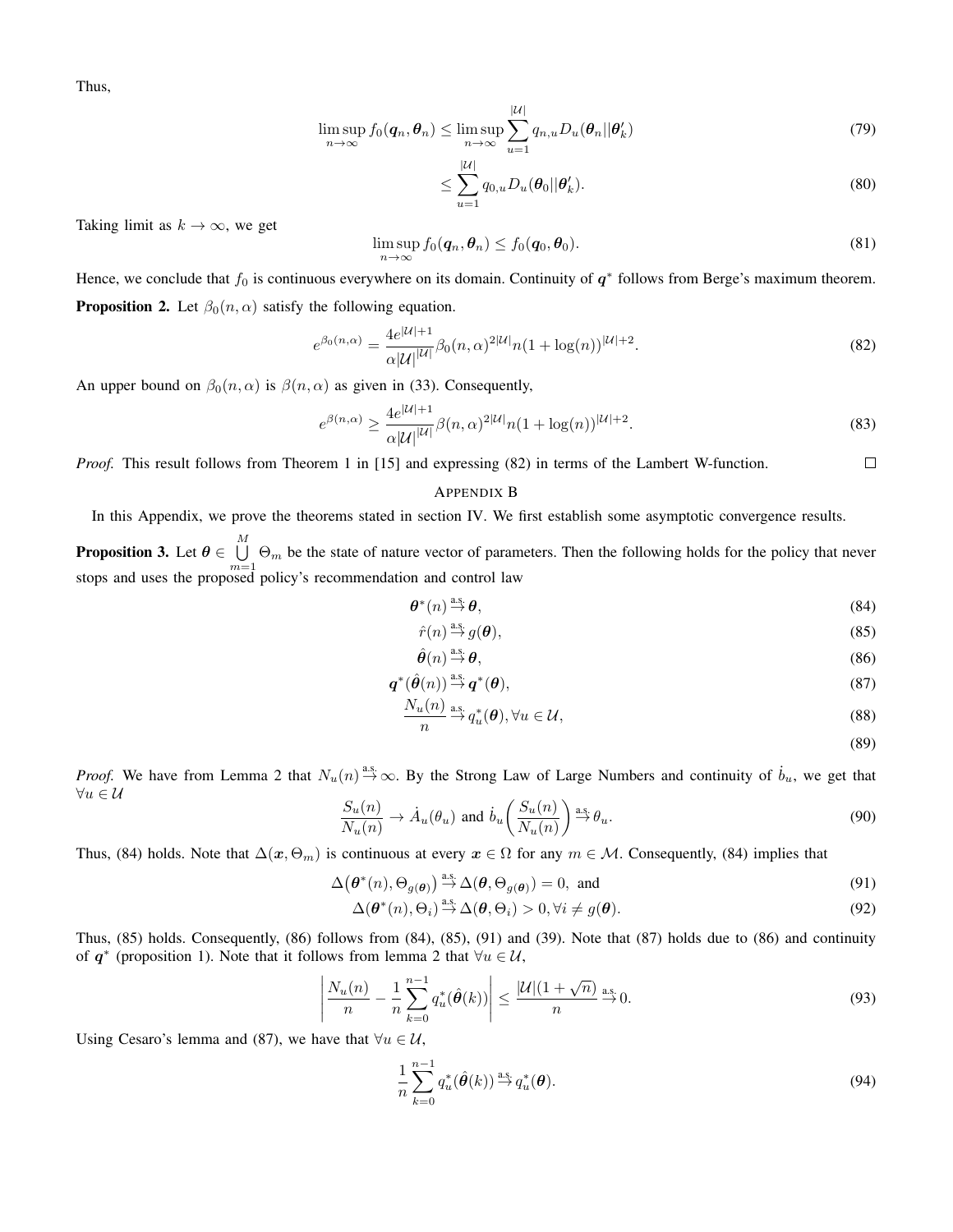Thus,

$$\limsup_{n\to\infty} f_0(\boldsymbol{q}_n, \boldsymbol{\theta}_n) \le \limsup_{n\to\infty} \sum_{u=1}^{|\mathcal{U}|} q_{n,u} D_u(\boldsymbol{\theta}_n || \boldsymbol{\theta}'_k) \tag{79}$$

$$\le \sum_{u=1}^{|\mathcal{U}|} q_{0,u} D_u(\boldsymbol{\theta}_0 || \boldsymbol{\theta}'_k). \tag{80}$$

Taking limit as $k \to \infty$, we get

$$\limsup_{n\to\infty} f_0(\boldsymbol{q}_n, \boldsymbol{\theta}_n) \le f_0(\boldsymbol{q}_0, \boldsymbol{\theta}_0). \tag{81}$$

Hence, we conclude that $f_0$ is continuous everywhere on its domain. Continuity of $\boldsymbol{q}^*$ follows from Berge's maximum theorem.

**Proposition 2.** Let $\beta_0(n, \alpha)$ satisfy the following equation.

$$e^{\beta_0(n,\alpha)} = \frac{4e^{|\mathcal{U}|+1}}{\alpha |\mathcal{U}|^{|\mathcal{U}|}} \beta_0(n,\alpha)^{2|\mathcal{U}|} n (1 + \log(n))^{|\mathcal{U}|+2}. \tag{82}$$

An upper bound on $\beta_0(n, \alpha)$ is $\beta(n, \alpha)$ as given in (33). Consequently,

$$e^{\beta(n,\alpha)} \ge \frac{4e^{|\mathcal{U}|+1}}{\alpha |\mathcal{U}|^{|\mathcal{U}|}} \beta(n,\alpha)^{2|\mathcal{U}|} n (1 + \log(n))^{|\mathcal{U}|+2}. \tag{83}$$

*Proof.* This result follows from Theorem 1 in [15] and expressing (82) in terms of the Lambert W-function. ∎

## APPENDIX B

In this Appendix, we prove the theorems stated in section IV. We first establish some asymptotic convergence results.

**Proposition 3.** Let $\boldsymbol{\theta} \in \bigcup_{m=1}^{M} \Theta_m$ be the state of nature vector of parameters. Then the following holds for the policy that never stops and uses the proposed policy's recommendation and control law

$$\boldsymbol{\theta}^*(n) \xrightarrow{\text{a.s.}} \boldsymbol{\theta}, \tag{84}$$

$$\hat{r}(n) \xrightarrow{\text{a.s.}} g(\boldsymbol{\theta}), \tag{85}$$

$$\hat{\boldsymbol{\theta}}(n) \xrightarrow{\text{a.s.}} \boldsymbol{\theta}, \tag{86}$$

$$\boldsymbol{q}^*(\hat{\boldsymbol{\theta}}(n)) \xrightarrow{\text{a.s.}} \boldsymbol{q}^*(\boldsymbol{\theta}), \tag{87}$$

$$\frac{N_u(n)}{n} \xrightarrow{\text{a.s.}} q_u^*(\boldsymbol{\theta}), \forall u \in \mathcal{U}, \tag{88}$$

$$\tag{89}$$

*Proof.* We have from Lemma 2 that $N_u(n) \xrightarrow{\text{a.s.}} \infty$. By the Strong Law of Large Numbers and continuity of $\dot{b}_u$, we get that $\forall u \in \mathcal{U}$

$$\frac{S_u(n)}{N_u(n)} \to \dot{A}_u(\theta_u) \text{ and } \dot{b}_u\left(\frac{S_u(n)}{N_u(n)}\right) \xrightarrow{\text{a.s.}} \theta_u. \tag{90}$$

Thus, (84) holds. Note that $\Delta(\boldsymbol{x}, \Theta_m)$ is continuous at every $\boldsymbol{x} \in \Omega$ for any $m \in \mathcal{M}$. Consequently, (84) implies that

$$\Delta\big(\boldsymbol{\theta}^*(n), \Theta_{g(\boldsymbol{\theta})}\big) \xrightarrow{\text{a.s.}} \Delta(\boldsymbol{\theta}, \Theta_{g(\boldsymbol{\theta})}) = 0, \text{ and} \tag{91}$$

$$\Delta(\boldsymbol{\theta}^*(n), \Theta_i) \xrightarrow{\text{a.s.}} \Delta(\boldsymbol{\theta}, \Theta_i) > 0, \forall i \ne g(\boldsymbol{\theta}). \tag{92}$$

Thus, (85) holds. Consequently, (86) follows from (84), (85), (91) and (39). Note that (87) holds due to (86) and continuity of $\boldsymbol{q}^*$ (proposition 1). Note that it follows from lemma 2 that $\forall u \in \mathcal{U}$,

$$\left| \frac{N_u(n)}{n} - \frac{1}{n} \sum_{k=0}^{n-1} q_u^*(\hat{\boldsymbol{\theta}}(k)) \right| \le \frac{|\mathcal{U}|(1 + \sqrt{n})}{n} \xrightarrow{\text{a.s.}} 0. \tag{93}$$

Using Cesaro's lemma and (87), we have that $\forall u \in \mathcal{U}$,

$$\frac{1}{n} \sum_{k=0}^{n-1} q_u^*(\hat{\boldsymbol{\theta}}(k)) \xrightarrow{\text{a.s.}} q_u^*(\boldsymbol{\theta}). \tag{94}$$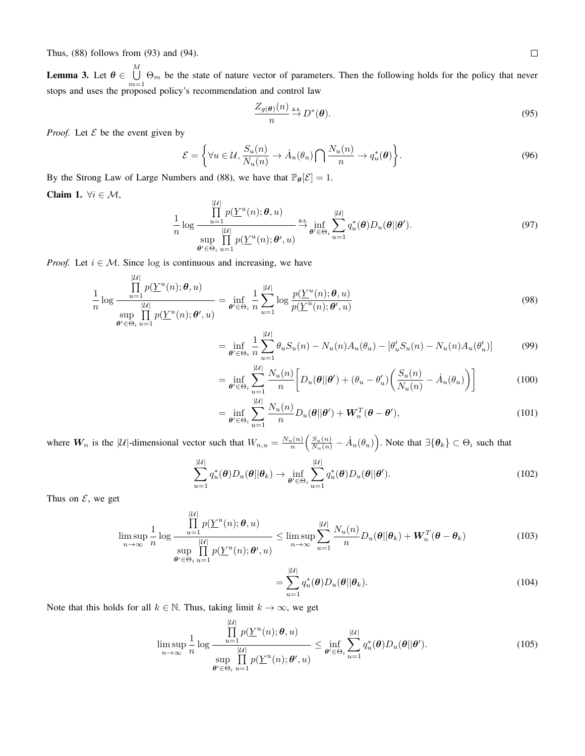Thus, (88) follows from (93) and (94). □

**Lemma 3.** Let $\boldsymbol{\theta} \in \bigcup_{m=1}^{M} \Theta_m$ be the state of nature vector of parameters. Then the following holds for the policy that never stops and uses the proposed policy's recommendation and control law

$$\frac{Z_{g(\boldsymbol{\theta})}(n)}{n} \overset{\text{a.s.}}{\to} D^*(\boldsymbol{\theta}). \tag{95}$$

*Proof.* Let $\mathcal{E}$ be the event given by

$$\mathcal{E} = \left\{ \forall u \in \mathcal{U}, \frac{S_u(n)}{N_u(n)} \to \dot{A}_u(\theta_u) \bigcap \frac{N_u(n)}{n} \to q_u^*(\boldsymbol{\theta}) \right\}. \tag{96}$$

By the Strong Law of Large Numbers and (88), we have that $\mathbb{P}_{\boldsymbol{\theta}}[\mathcal{E}] = 1$.

**Claim 1.** $\forall i \in \mathcal{M}$,

$$\frac{1}{n} \log \frac{\prod_{u=1}^{|\mathcal{U}|} p(\underline{Y}^u(n); \boldsymbol{\theta}, u)}{\sup_{\boldsymbol{\theta}' \in \Theta_i} \prod_{u=1}^{|\mathcal{U}|} p(\underline{Y}^u(n); \boldsymbol{\theta}', u)} \overset{\text{a.s.}}{\to} \inf_{\boldsymbol{\theta}' \in \Theta_i} \sum_{u=1}^{|\mathcal{U}|} q_u^*(\boldsymbol{\theta}) D_u(\boldsymbol{\theta} || \boldsymbol{\theta}'). \tag{97}$$

*Proof.* Let $i \in \mathcal{M}$. Since $\log$ is continuous and increasing, we have

$$\frac{1}{n} \log \frac{\prod_{u=1}^{|\mathcal{U}|} p(\underline{Y}^u(n); \boldsymbol{\theta}, u)}{\sup_{\boldsymbol{\theta}' \in \Theta_i} \prod_{u=1}^{|\mathcal{U}|} p(\underline{Y}^u(n); \boldsymbol{\theta}', u)} = \inf_{\boldsymbol{\theta}' \in \Theta_i} \frac{1}{n} \sum_{u=1}^{|\mathcal{U}|} \log \frac{p(\underline{Y}^u(n); \boldsymbol{\theta}, u)}{p(\underline{Y}^u(n); \boldsymbol{\theta}', u)} \tag{98}$$

$$= \inf_{\boldsymbol{\theta}' \in \Theta_i} \frac{1}{n} \sum_{u=1}^{|\mathcal{U}|} \theta_u S_u(n) - N_u(n) A_u(\theta_u) - [\theta'_u S_u(n) - N_u(n) A_u(\theta'_u)] \tag{99}$$

$$= \inf_{\boldsymbol{\theta}' \in \Theta_i} \sum_{u=1}^{|\mathcal{U}|} \frac{N_u(n)}{n} \left[ D_u(\boldsymbol{\theta} || \boldsymbol{\theta}') + (\theta_u - \theta'_u) \left( \frac{S_u(n)}{N_u(n)} - \dot{A}_u(\theta_u) \right) \right] \tag{100}$$

$$= \inf_{\boldsymbol{\theta}' \in \Theta_i} \sum_{u=1}^{|\mathcal{U}|} \frac{N_u(n)}{n} D_u(\boldsymbol{\theta} || \boldsymbol{\theta}') + \boldsymbol{W}_n^T (\boldsymbol{\theta} - \boldsymbol{\theta}'), \tag{101}$$

where $\boldsymbol{W}_n$ is the $|\mathcal{U}|$-dimensional vector such that $W_{n,u} = \frac{N_u(n)}{n} \left( \frac{S_u(n)}{N_u(n)} - \dot{A}_u(\theta_u) \right)$. Note that $\exists \{\boldsymbol{\theta}_k\} \subset \Theta_i$ such that

$$\sum_{u=1}^{|\mathcal{U}|} q_u^*(\boldsymbol{\theta}) D_u(\boldsymbol{\theta} || \boldsymbol{\theta}_k) \to \inf_{\boldsymbol{\theta}' \in \Theta_i} \sum_{u=1}^{|\mathcal{U}|} q_u^*(\boldsymbol{\theta}) D_u(\boldsymbol{\theta} || \boldsymbol{\theta}'). \tag{102}$$

Thus on $\mathcal{E}$, we get

$$\limsup_{n \to \infty} \frac{1}{n} \log \frac{\prod_{u=1}^{|\mathcal{U}|} p(\underline{Y}^u(n); \boldsymbol{\theta}, u)}{\sup_{\boldsymbol{\theta}' \in \Theta_i} \prod_{u=1}^{|\mathcal{U}|} p(\underline{Y}^u(n); \boldsymbol{\theta}', u)} \leq \limsup_{n \to \infty} \sum_{u=1}^{|\mathcal{U}|} \frac{N_u(n)}{n} D_u(\boldsymbol{\theta} || \boldsymbol{\theta}_k) + \boldsymbol{W}_n^T (\boldsymbol{\theta} - \boldsymbol{\theta}_k) \tag{103}$$

$$= \sum_{u=1}^{|\mathcal{U}|} q_u^*(\boldsymbol{\theta}) D_u(\boldsymbol{\theta} || \boldsymbol{\theta}_k). \tag{104}$$

Note that this holds for all $k \in \mathbb{N}$. Thus, taking limit $k \to \infty$, we get

$$\limsup_{n \to \infty} \frac{1}{n} \log \frac{\prod_{u=1}^{|\mathcal{U}|} p(\underline{Y}^u(n); \boldsymbol{\theta}, u)}{\sup_{\boldsymbol{\theta}' \in \Theta_i} \prod_{u=1}^{|\mathcal{U}|} p(\underline{Y}^u(n); \boldsymbol{\theta}', u)} \leq \inf_{\boldsymbol{\theta}' \in \Theta_i} \sum_{u=1}^{|\mathcal{U}|} q_u^*(\boldsymbol{\theta}) D_u(\boldsymbol{\theta} || \boldsymbol{\theta}'). \tag{105}$$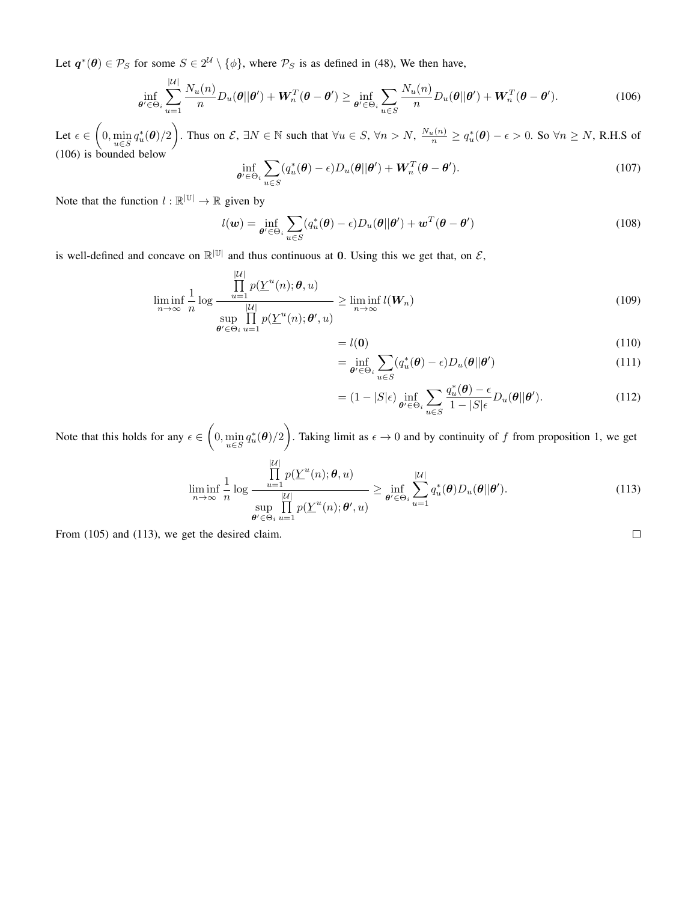Let $\boldsymbol{q}^*(\boldsymbol{\theta}) \in \mathcal{P}_S$ for some $S \in 2^{\mathcal{U}} \setminus \{\phi\}$, where $\mathcal{P}_S$ is as defined in (48), We then have,

$$\inf_{\boldsymbol{\theta}' \in \Theta_i} \sum_{u=1}^{|\mathcal{U}|} \frac{N_u(n)}{n} D_u(\boldsymbol{\theta}||\boldsymbol{\theta}') + \boldsymbol{W}_n^T(\boldsymbol{\theta} - \boldsymbol{\theta}') \geq \inf_{\boldsymbol{\theta}' \in \Theta_i} \sum_{u \in S} \frac{N_u(n)}{n} D_u(\boldsymbol{\theta}||\boldsymbol{\theta}') + \boldsymbol{W}_n^T(\boldsymbol{\theta} - \boldsymbol{\theta}'). \tag{106}$$

Let $\epsilon \in \left(0, \min_{u \in S} q_u^*(\boldsymbol{\theta})/2\right)$. Thus on $\mathcal{E}$, $\exists N \in \mathbb{N}$ such that $\forall u \in S$, $\forall n > N$, $\frac{N_u(n)}{n} \geq q_u^*(\boldsymbol{\theta}) - \epsilon > 0$. So $\forall n \geq N$, R.H.S of (106) is bounded below

$$\inf_{\boldsymbol{\theta}' \in \Theta_i} \sum_{u \in S} (q_u^*(\boldsymbol{\theta}) - \epsilon) D_u(\boldsymbol{\theta}||\boldsymbol{\theta}') + \boldsymbol{W}_n^T(\boldsymbol{\theta} - \boldsymbol{\theta}'). \tag{107}$$

Note that the function $l : \mathbb{R}^{|\mathbb{U}|} \to \mathbb{R}$ given by

$$l(\boldsymbol{w}) = \inf_{\boldsymbol{\theta}' \in \Theta_i} \sum_{u \in S} (q_u^*(\boldsymbol{\theta}) - \epsilon) D_u(\boldsymbol{\theta}||\boldsymbol{\theta}') + \boldsymbol{w}^T(\boldsymbol{\theta} - \boldsymbol{\theta}') \tag{108}$$

is well-defined and concave on $\mathbb{R}^{|\mathbb{U}|}$ and thus continuous at $\boldsymbol{0}$. Using this we get that, on $\mathcal{E}$,

$$\liminf_{n \to \infty} \frac{1}{n} \log \frac{\prod_{u=1}^{|\mathcal{U}|} p(\underline{Y}^u(n); \boldsymbol{\theta}, u)}{\sup_{\boldsymbol{\theta}' \in \Theta_i} \prod_{u=1}^{|\mathcal{U}|} p(\underline{Y}^u(n); \boldsymbol{\theta}', u)} \geq \liminf_{n \to \infty} l(\boldsymbol{W}_n) \tag{109}$$

$$= l(\boldsymbol{0}) \tag{110}$$

$$= \inf_{\boldsymbol{\theta}' \in \Theta_i} \sum_{u \in S} (q_u^*(\boldsymbol{\theta}) - \epsilon) D_u(\boldsymbol{\theta}||\boldsymbol{\theta}') \tag{111}$$

$$= (1 - |S|\epsilon) \inf_{\boldsymbol{\theta}' \in \Theta_i} \sum_{u \in S} \frac{q_u^*(\boldsymbol{\theta}) - \epsilon}{1 - |S|\epsilon} D_u(\boldsymbol{\theta}||\boldsymbol{\theta}'). \tag{112}$$

Note that this holds for any $\epsilon \in \left(0, \min_{u \in S} q_u^*(\boldsymbol{\theta})/2\right)$. Taking limit as $\epsilon \to 0$ and by continuity of $f$ from proposition 1, we get

$$\liminf_{n \to \infty} \frac{1}{n} \log \frac{\prod_{u=1}^{|\mathcal{U}|} p(\underline{Y}^u(n); \boldsymbol{\theta}, u)}{\sup_{\boldsymbol{\theta}' \in \Theta_i} \prod_{u=1}^{|\mathcal{U}|} p(\underline{Y}^u(n); \boldsymbol{\theta}', u)} \geq \inf_{\boldsymbol{\theta}' \in \Theta_i} \sum_{u=1}^{|\mathcal{U}|} q_u^*(\boldsymbol{\theta}) D_u(\boldsymbol{\theta}||\boldsymbol{\theta}'). \tag{113}$$

From (105) and (113), we get the desired claim. $\square$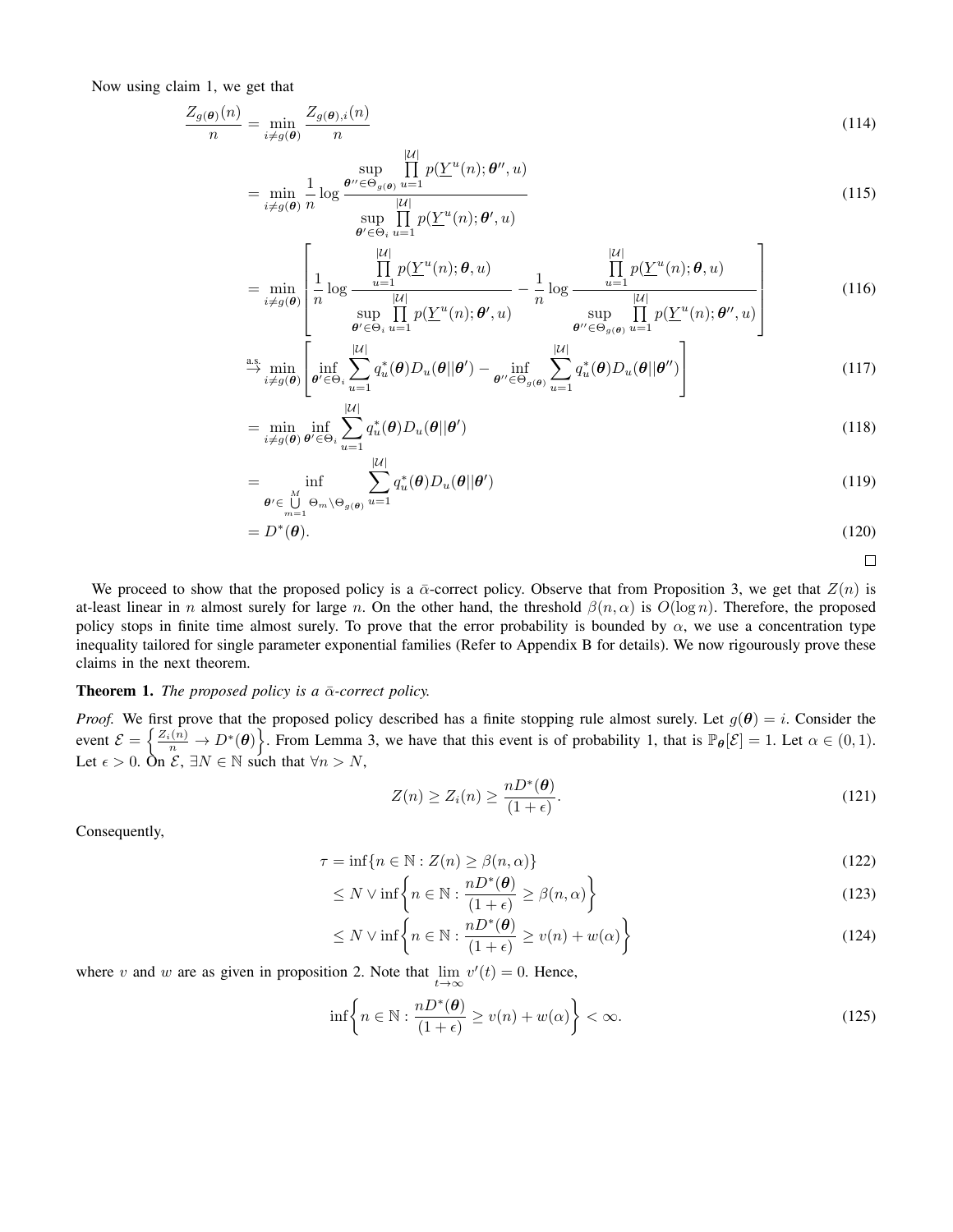Now using claim 1, we get that

$$\frac{Z_{g(\boldsymbol{\theta})}(n)}{n} = \min_{i \neq g(\boldsymbol{\theta})} \frac{Z_{g(\boldsymbol{\theta}),i}(n)}{n} \tag{114}$$

$$= \min_{i \neq g(\boldsymbol{\theta})} \frac{1}{n} \log \frac{\sup\limits_{\boldsymbol{\theta}'' \in \Theta_{g(\boldsymbol{\theta})}} \prod\limits_{u=1}^{|\mathcal{U}|} p(\underline{Y}^u(n); \boldsymbol{\theta}'', u)}{\sup\limits_{\boldsymbol{\theta}' \in \Theta_i} \prod\limits_{u=1}^{|\mathcal{U}|} p(\underline{Y}^u(n); \boldsymbol{\theta}', u)} \tag{115}$$

$$= \min_{i \neq g(\boldsymbol{\theta})} \left[ \frac{1}{n} \log \frac{\prod\limits_{u=1}^{|\mathcal{U}|} p(\underline{Y}^u(n); \boldsymbol{\theta}, u)}{\sup\limits_{\boldsymbol{\theta}' \in \Theta_i} \prod\limits_{u=1}^{|\mathcal{U}|} p(\underline{Y}^u(n); \boldsymbol{\theta}', u)} - \frac{1}{n} \log \frac{\prod\limits_{u=1}^{|\mathcal{U}|} p(\underline{Y}^u(n); \boldsymbol{\theta}, u)}{\sup\limits_{\boldsymbol{\theta}'' \in \Theta_{g(\boldsymbol{\theta})}} \prod\limits_{u=1}^{|\mathcal{U}|} p(\underline{Y}^u(n); \boldsymbol{\theta}'', u)} \right] \tag{116}$$

$$\overset{\text{a.s.}}{\to} \min_{i \neq g(\boldsymbol{\theta})} \left[ \inf_{\boldsymbol{\theta}' \in \Theta_i} \sum_{u=1}^{|\mathcal{U}|} q_u^*(\boldsymbol{\theta}) D_u(\boldsymbol{\theta} || \boldsymbol{\theta}') - \inf_{\boldsymbol{\theta}'' \in \Theta_{g(\boldsymbol{\theta})}} \sum_{u=1}^{|\mathcal{U}|} q_u^*(\boldsymbol{\theta}) D_u(\boldsymbol{\theta} || \boldsymbol{\theta}'') \right] \tag{117}$$

$$= \min_{i \neq g(\boldsymbol{\theta})} \inf_{\boldsymbol{\theta}' \in \Theta_i} \sum_{u=1}^{|\mathcal{U}|} q_u^*(\boldsymbol{\theta}) D_u(\boldsymbol{\theta} || \boldsymbol{\theta}') \tag{118}$$

$$= \inf_{\boldsymbol{\theta}' \in \bigcup\limits_{m=1}^{M} \Theta_m \setminus \Theta_{g(\boldsymbol{\theta})}} \sum_{u=1}^{|\mathcal{U}|} q_u^*(\boldsymbol{\theta}) D_u(\boldsymbol{\theta} || \boldsymbol{\theta}') \tag{119}$$

$$= D^*(\boldsymbol{\theta}). \tag{120}$$

□

We proceed to show that the proposed policy is a $\bar{\alpha}$-correct policy. Observe that from Proposition 3, we get that $Z(n)$ is at-least linear in $n$ almost surely for large $n$. On the other hand, the threshold $\beta(n, \alpha)$ is $O(\log n)$. Therefore, the proposed policy stops in finite time almost surely. To prove that the error probability is bounded by $\alpha$, we use a concentration type inequality tailored for single parameter exponential families (Refer to Appendix B for details). We now rigourously prove these claims in the next theorem.

**Theorem 1.** *The proposed policy is a $\bar{\alpha}$-correct policy.*

*Proof.* We first prove that the proposed policy described has a finite stopping rule almost surely. Let $g(\boldsymbol{\theta}) = i$. Consider the event $\mathcal{E} = \left\{ \frac{Z_i(n)}{n} \to D^*(\boldsymbol{\theta}) \right\}$. From Lemma 3, we have that this event is of probability 1, that is $\mathbb{P}_{\boldsymbol{\theta}}[\mathcal{E}] = 1$. Let $\alpha \in (0, 1)$. Let $\epsilon > 0$. On $\mathcal{E}$, $\exists N \in \mathbb{N}$ such that $\forall n > N$,

$$Z(n) \geq Z_i(n) \geq \frac{nD^*(\boldsymbol{\theta})}{(1+\epsilon)}. \tag{121}$$

Consequently,

$$\tau = \inf\{n \in \mathbb{N} : Z(n) \geq \beta(n, \alpha)\} \tag{122}$$

$$\leq N \vee \inf\left\{ n \in \mathbb{N} : \frac{nD^*(\boldsymbol{\theta})}{(1+\epsilon)} \geq \beta(n, \alpha) \right\} \tag{123}$$

$$\leq N \vee \inf\left\{ n \in \mathbb{N} : \frac{nD^*(\boldsymbol{\theta})}{(1+\epsilon)} \geq v(n) + w(\alpha) \right\} \tag{124}$$

where $v$ and $w$ are as given in proposition 2. Note that $\lim\limits_{t \to \infty} v'(t) = 0$. Hence,

$$\inf\left\{ n \in \mathbb{N} : \frac{nD^*(\boldsymbol{\theta})}{(1+\epsilon)} \geq v(n) + w(\alpha) \right\} < \infty. \tag{125}$$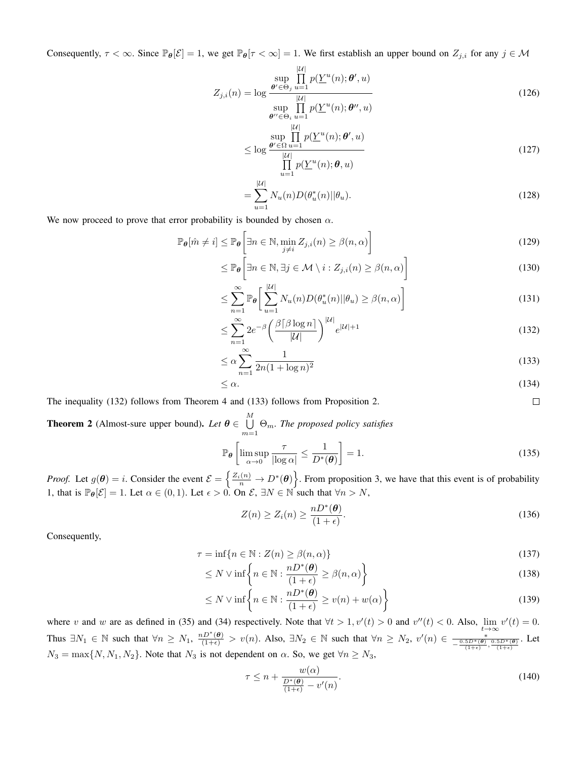Consequently, $\tau < \infty$. Since $\mathbb{P}_{\boldsymbol{\theta}}[\mathcal{E}] = 1$, we get $\mathbb{P}_{\boldsymbol{\theta}}[\tau < \infty] = 1$. We first establish an upper bound on $Z_{j,i}$ for any $j \in \mathcal{M}$

$$Z_{j,i}(n) = \log \frac{\sup\limits_{\boldsymbol{\theta}' \in \Theta_j} \prod\limits_{u=1}^{|\mathcal{U}|} p(\underline{Y}^u(n); \boldsymbol{\theta}', u)}{\sup\limits_{\boldsymbol{\theta}'' \in \Theta_i} \prod\limits_{u=1}^{|\mathcal{U}|} p(\underline{Y}^u(n); \boldsymbol{\theta}'', u)} \tag{126}$$

$$\leq \log \frac{\sup\limits_{\boldsymbol{\theta}' \in \Omega} \prod\limits_{u=1}^{|\mathcal{U}|} p(\underline{Y}^u(n); \boldsymbol{\theta}', u)}{\prod\limits_{u=1}^{|\mathcal{U}|} p(\underline{Y}^u(n); \boldsymbol{\theta}, u)} \tag{127}$$

$$= \sum_{u=1}^{|\mathcal{U}|} N_u(n) D(\theta_u^*(n) || \theta_u). \tag{128}$$

We now proceed to prove that error probability is bounded by chosen $\alpha$.

$$\mathbb{P}_{\boldsymbol{\theta}}[\hat{m} \neq i] \leq \mathbb{P}_{\boldsymbol{\theta}}\bigg[\exists n \in \mathbb{N}, \min_{j \neq i} Z_{j,i}(n) \geq \beta(n, \alpha)\bigg] \tag{129}$$

$$\leq \mathbb{P}_{\boldsymbol{\theta}}\bigg[\exists n \in \mathbb{N}, \exists j \in \mathcal{M} \setminus i : Z_{j,i}(n) \geq \beta(n, \alpha)\bigg] \tag{130}$$

$$\leq \sum_{n=1}^{\infty} \mathbb{P}_{\boldsymbol{\theta}}\bigg[\sum_{u=1}^{|\mathcal{U}|} N_u(n) D(\theta_u^*(n) || \theta_u) \geq \beta(n, \alpha)\bigg] \tag{131}$$

$$\leq \sum_{n=1}^{\infty} 2e^{-\beta} \bigg(\frac{\beta \lceil \beta \log n \rceil}{|\mathcal{U}|}\bigg)^{|\mathcal{U}|} e^{|\mathcal{U}|+1} \tag{132}$$

$$\leq \alpha \sum_{n=1}^{\infty} \frac{1}{2n(1 + \log n)^2} \tag{133}$$

$$\leq \alpha. \tag{134}$$

The inequality (132) follows from Theorem 4 and (133) follows from Proposition 2. ∎

**Theorem 2** (Almost-sure upper bound). *Let $\boldsymbol{\theta} \in \bigcup\limits_{m=1}^{M} \Theta_m$. The proposed policy satisfies*

$$\mathbb{P}_{\boldsymbol{\theta}}\bigg[\limsup_{\alpha \to 0} \frac{\tau}{|\log \alpha|} \leq \frac{1}{D^*(\boldsymbol{\theta})}\bigg] = 1. \tag{135}$$

*Proof.* Let $g(\boldsymbol{\theta}) = i$. Consider the event $\mathcal{E} = \Big\{\frac{Z_i(n)}{n} \to D^*(\boldsymbol{\theta})\Big\}$. From proposition 3, we have that this event is of probability 1, that is $\mathbb{P}_{\boldsymbol{\theta}}[\mathcal{E}] = 1$. Let $\alpha \in (0, 1)$. Let $\epsilon > 0$. On $\mathcal{E}$, $\exists N \in \mathbb{N}$ such that $\forall n > N$,

$$Z(n) \geq Z_i(n) \geq \frac{nD^*(\boldsymbol{\theta})}{(1 + \epsilon)}. \tag{136}$$

Consequently,

$$\tau = \inf\{n \in \mathbb{N} : Z(n) \geq \beta(n, \alpha)\} \tag{137}$$

$$\leq N \vee \inf\bigg\{n \in \mathbb{N} : \frac{nD^*(\boldsymbol{\theta})}{(1 + \epsilon)} \geq \beta(n, \alpha)\bigg\} \tag{138}$$

$$\leq N \vee \inf\bigg\{n \in \mathbb{N} : \frac{nD^*(\boldsymbol{\theta})}{(1 + \epsilon)} \geq v(n) + w(\alpha)\bigg\} \tag{139}$$

where $v$ and $w$ are as defined in (35) and (34) respectively. Note that $\forall t > 1, v'(t) > 0$ and $v''(t) < 0$. Also, $\lim\limits_{t \to \infty} v'(t) = 0$. Thus $\exists N_1 \in \mathbb{N}$ such that $\forall n \geq N_1$, $\frac{nD^*(\boldsymbol{\theta})}{(1+\epsilon)} > v(n)$. Also, $\exists N_2 \in \mathbb{N}$ such that $\forall n \geq N_2$, $v'(n) \in \frac{*}{-\frac{0.5D^*(\boldsymbol{\theta})}{(1+\epsilon)}, \frac{0.5D^*(\boldsymbol{\theta})}{(1+\epsilon)}}$. Let $N_3 = \max\{N, N_1, N_2\}$. Note that $N_3$ is not dependent on $\alpha$. So, we get $\forall n \geq N_3$,

$$\tau \leq n + \frac{w(\alpha)}{\frac{D^*(\boldsymbol{\theta})}{(1+\epsilon)} - v'(n)}. \tag{140}$$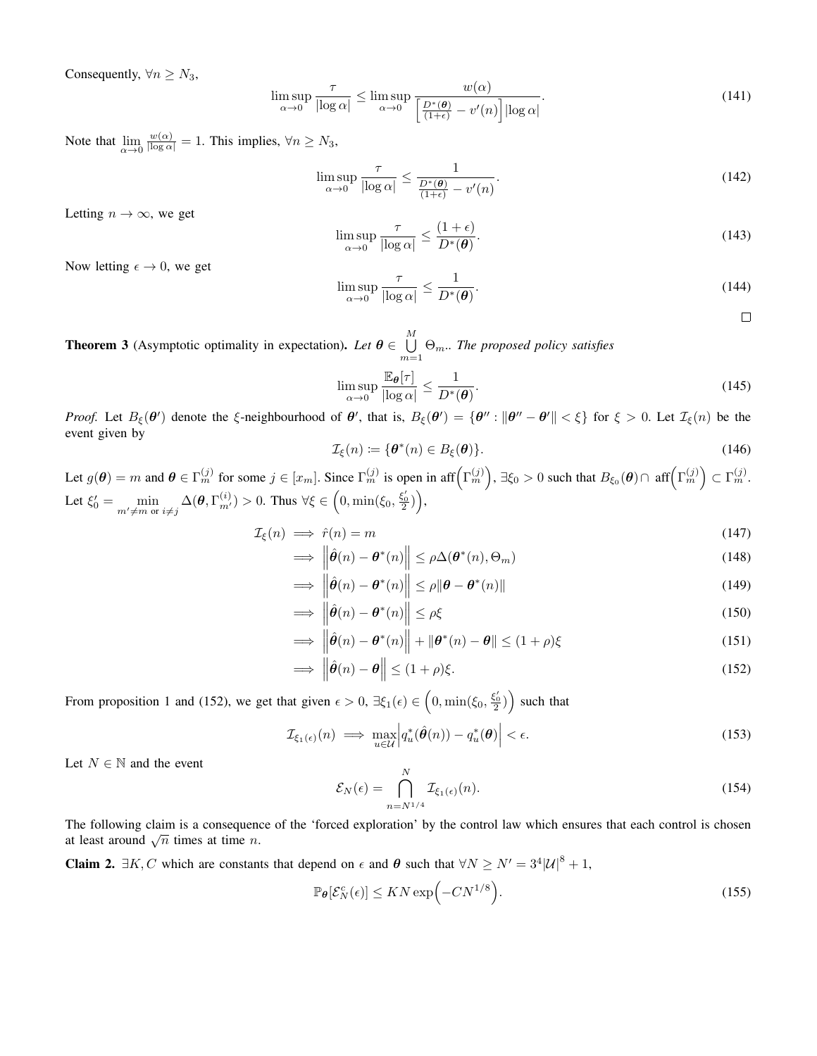Consequently, $\forall n \geq N_3$,

$$\limsup_{\alpha \to 0} \frac{\tau}{|\log \alpha|} \leq \limsup_{\alpha \to 0} \frac{w(\alpha)}{\left[\frac{D^*(\boldsymbol{\theta})}{(1+\epsilon)} - v'(n)\right]|\log \alpha|}. \tag{141}$$

Note that $\lim\limits_{\alpha \to 0} \frac{w(\alpha)}{|\log \alpha|} = 1$. This implies, $\forall n \geq N_3$,

$$\limsup_{\alpha \to 0} \frac{\tau}{|\log \alpha|} \leq \frac{1}{\frac{D^*(\boldsymbol{\theta})}{(1+\epsilon)} - v'(n)}. \tag{142}$$

Letting $n \to \infty$, we get

$$\limsup_{\alpha \to 0} \frac{\tau}{|\log \alpha|} \leq \frac{(1+\epsilon)}{D^*(\boldsymbol{\theta})}. \tag{143}$$

Now letting $\epsilon \to 0$, we get

$$\limsup_{\alpha \to 0} \frac{\tau}{|\log \alpha|} \leq \frac{1}{D^*(\boldsymbol{\theta})}. \tag{144}$$

□

**Theorem 3** (Asymptotic optimality in expectation). *Let $\boldsymbol{\theta} \in \bigcup\limits_{m=1}^{M} \Theta_m$.. The proposed policy satisfies*

$$\limsup_{\alpha \to 0} \frac{\mathbb{E}_{\boldsymbol{\theta}}[\tau]}{|\log \alpha|} \leq \frac{1}{D^*(\boldsymbol{\theta})}. \tag{145}$$

*Proof.* Let $B_\xi(\boldsymbol{\theta}')$ denote the $\xi$-neighbourhood of $\boldsymbol{\theta}'$, that is, $B_\xi(\boldsymbol{\theta}') = \{\boldsymbol{\theta}'' : \|\boldsymbol{\theta}'' - \boldsymbol{\theta}'\| < \xi\}$ for $\xi > 0$. Let $\mathcal{I}_\xi(n)$ be the event given by

$$\mathcal{I}_\xi(n) \coloneqq \{\boldsymbol{\theta}^*(n) \in B_\xi(\boldsymbol{\theta})\}. \tag{146}$$

Let $g(\boldsymbol{\theta}) = m$ and $\boldsymbol{\theta} \in \Gamma_m^{(j)}$ for some $j \in [x_m]$. Since $\Gamma_m^{(j)}$ is open in $\operatorname{aff}\left(\Gamma_m^{(j)}\right)$, $\exists \xi_0 > 0$ such that $B_{\xi_0}(\boldsymbol{\theta}) \cap \operatorname{aff}\left(\Gamma_m^{(j)}\right) \subset \Gamma_m^{(j)}$. Let $\xi_0' = \min\limits_{m' \neq m \text{ or } i \neq j} \Delta(\boldsymbol{\theta}, \Gamma_{m'}^{(i)}) > 0$. Thus $\forall \xi \in \left(0, \min(\xi_0, \frac{\xi_0'}{2})\right)$,

$$\begin{aligned}
\mathcal{I}_\xi(n) &\implies \hat{r}(n) = m && (147)\\
&\implies \left\|\hat{\boldsymbol{\theta}}(n) - \boldsymbol{\theta}^*(n)\right\| \leq \rho \Delta(\boldsymbol{\theta}^*(n), \Theta_m) && (148)\\
&\implies \left\|\hat{\boldsymbol{\theta}}(n) - \boldsymbol{\theta}^*(n)\right\| \leq \rho \|\boldsymbol{\theta} - \boldsymbol{\theta}^*(n)\| && (149)\\
&\implies \left\|\hat{\boldsymbol{\theta}}(n) - \boldsymbol{\theta}^*(n)\right\| \leq \rho \xi && (150)\\
&\implies \left\|\hat{\boldsymbol{\theta}}(n) - \boldsymbol{\theta}^*(n)\right\| + \|\boldsymbol{\theta}^*(n) - \boldsymbol{\theta}\| \leq (1+\rho)\xi && (151)\\
&\implies \left\|\hat{\boldsymbol{\theta}}(n) - \boldsymbol{\theta}\right\| \leq (1+\rho)\xi. && (152)
\end{aligned}$$

From proposition 1 and (152), we get that given $\epsilon > 0$, $\exists \xi_1(\epsilon) \in \left(0, \min(\xi_0, \frac{\xi_0'}{2})\right)$ such that

$$\mathcal{I}_{\xi_1(\epsilon)}(n) \implies \max_{u \in \mathcal{U}} \left| q_u^*(\hat{\boldsymbol{\theta}}(n)) - q_u^*(\boldsymbol{\theta}) \right| < \epsilon. \tag{153}$$

Let $N \in \mathbb{N}$ and the event

$$\mathcal{E}_N(\epsilon) = \bigcap_{n=N^{1/4}}^{N} \mathcal{I}_{\xi_1(\epsilon)}(n). \tag{154}$$

The following claim is a consequence of the 'forced exploration' by the control law which ensures that each control is chosen at least around $\sqrt{n}$ times at time $n$.

**Claim 2.** $\exists K, C$ which are constants that depend on $\epsilon$ and $\boldsymbol{\theta}$ such that $\forall N \geq N' = 3^4|\mathcal{U}|^8 + 1$,

$$\mathbb{P}_{\boldsymbol{\theta}}[\mathcal{E}_N^c(\epsilon)] \leq KN \exp\left(-CN^{1/8}\right). \tag{155}$$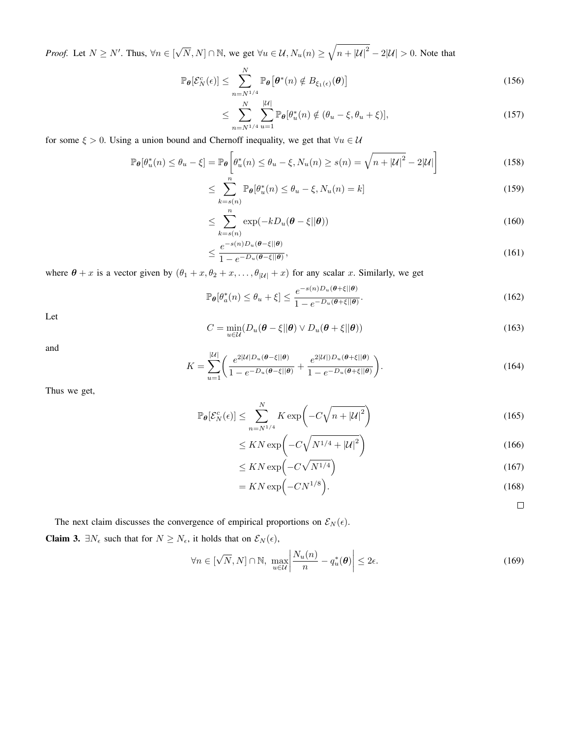*Proof.* Let $N \geq N'$. Thus, $\forall n \in [\sqrt{N}, N] \cap \mathbb{N}$, we get $\forall u \in \mathcal{U}, N_u(n) \geq \sqrt{n + |\mathcal{U}|^2} - 2|\mathcal{U}| > 0$. Note that

$$\mathbb{P}_{\boldsymbol{\theta}}[\mathcal{E}_N^c(\epsilon)] \leq \sum_{n=N^{1/4}}^{N} \mathbb{P}_{\boldsymbol{\theta}}\big[\boldsymbol{\theta}^*(n) \notin B_{\xi_1(\epsilon)}(\boldsymbol{\theta})\big] \tag{156}$$

$$\leq \sum_{n=N^{1/4}}^{N} \sum_{u=1}^{|\mathcal{U}|} \mathbb{P}_{\boldsymbol{\theta}}[\theta_u^*(n) \notin (\theta_u - \xi, \theta_u + \xi)], \tag{157}$$

for some $\xi > 0$. Using a union bound and Chernoff inequality, we get that $\forall u \in \mathcal{U}$

$$\mathbb{P}_{\boldsymbol{\theta}}[\theta_u^*(n) \leq \theta_u - \xi] = \mathbb{P}_{\boldsymbol{\theta}}\left[\theta_u^*(n) \leq \theta_u - \xi, N_u(n) \geq s(n) = \sqrt{n + |\mathcal{U}|^2} - 2|\mathcal{U}|\right] \tag{158}$$

$$\leq \sum_{k=s(n)}^{n} \mathbb{P}_{\boldsymbol{\theta}}[\theta_u^*(n) \leq \theta_u - \xi, N_u(n) = k] \tag{159}$$

$$\leq \sum_{k=s(n)}^{n} \exp(-kD_u(\boldsymbol{\theta} - \xi || \boldsymbol{\theta})) \tag{160}$$

$$\leq \frac{e^{-s(n)D_u(\boldsymbol{\theta}-\xi||\boldsymbol{\theta})}}{1 - e^{-D_u(\boldsymbol{\theta}-\xi||\boldsymbol{\theta})}}, \tag{161}$$

where $\boldsymbol{\theta} + x$ is a vector given by $(\theta_1 + x, \theta_2 + x, \ldots, \theta_{|\mathcal{U}|} + x)$ for any scalar $x$. Similarly, we get

$$\mathbb{P}_{\boldsymbol{\theta}}[\theta_a^*(n) \leq \theta_u + \xi] \leq \frac{e^{-s(n)D_u(\boldsymbol{\theta}+\xi||\boldsymbol{\theta})}}{1 - e^{-D_u(\boldsymbol{\theta}+\xi||\boldsymbol{\theta})}}. \tag{162}$$

Let

$$C = \min_{u \in \mathcal{U}}(D_u(\boldsymbol{\theta} - \xi || \boldsymbol{\theta}) \vee D_u(\boldsymbol{\theta} + \xi || \boldsymbol{\theta})) \tag{163}$$

and

$$K = \sum_{u=1}^{|\mathcal{U}|}\bigg(\frac{e^{2|\mathcal{U}|D_u(\boldsymbol{\theta}-\xi||\boldsymbol{\theta})}}{1 - e^{-D_u(\boldsymbol{\theta}-\xi||\boldsymbol{\theta})}} + \frac{e^{2|\mathcal{U}|)D_u(\boldsymbol{\theta}+\xi||\boldsymbol{\theta})}}{1 - e^{-D_u(\boldsymbol{\theta}+\xi||\boldsymbol{\theta})}}\bigg). \tag{164}$$

Thus we get,

$$\mathbb{P}_{\boldsymbol{\theta}}[\mathcal{E}_N^c(\epsilon)] \leq \sum_{n=N^{1/4}}^{N} K \exp\bigg(-C\sqrt{n + |\mathcal{U}|^2}\bigg) \tag{165}$$

$$\leq KN \exp\bigg(-C\sqrt{N^{1/4} + |\mathcal{U}|^2}\bigg) \tag{166}$$

$$\leq KN \exp\Big(-C\sqrt{N^{1/4}}\Big) \tag{167}$$

$$= KN \exp\Big(-CN^{1/8}\Big). \tag{168}$$

□

The next claim discusses the convergence of empirical proportions on $\mathcal{E}_N(\epsilon)$.

**Claim 3.** $\exists N_\epsilon$ such that for $N \geq N_\epsilon$, it holds that on $\mathcal{E}_N(\epsilon)$,

$$\forall n \in [\sqrt{N}, N] \cap \mathbb{N}, \ \max_{u \in \mathcal{U}} \left|\frac{N_u(n)}{n} - q_u^*(\boldsymbol{\theta})\right| \leq 2\epsilon. \tag{169}$$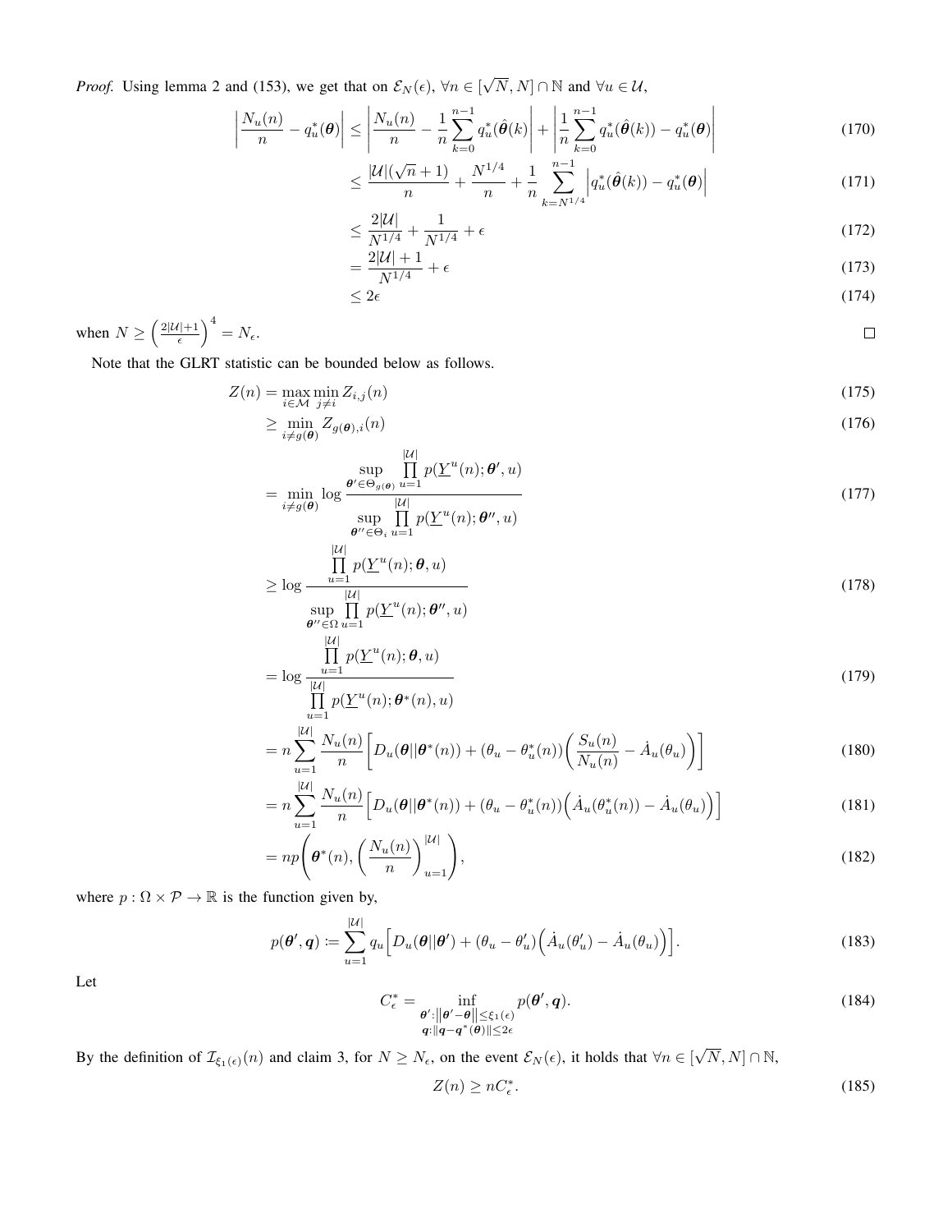*Proof.* Using lemma 2 and (153), we get that on $\mathcal{E}_N(\epsilon)$, $\forall n \in [\sqrt{N}, N] \cap \mathbb{N}$ and $\forall u \in \mathcal{U}$,

$$\left| \frac{N_u(n)}{n} - q_u^*(\boldsymbol{\theta}) \right| \leq \left| \frac{N_u(n)}{n} - \frac{1}{n} \sum_{k=0}^{n-1} q_u^*(\hat{\boldsymbol{\theta}}(k) \right| + \left| \frac{1}{n} \sum_{k=0}^{n-1} q_u^*(\hat{\boldsymbol{\theta}}(k)) - q_u^*(\boldsymbol{\theta}) \right| \tag{170}$$

$$\leq \frac{|\mathcal{U}|(\sqrt{n}+1)}{n} + \frac{N^{1/4}}{n} + \frac{1}{n} \sum_{k=N^{1/4}}^{n-1} \left| q_u^*(\hat{\boldsymbol{\theta}}(k)) - q_u^*(\boldsymbol{\theta}) \right| \tag{171}$$

$$\leq \frac{2|\mathcal{U}|}{N^{1/4}} + \frac{1}{N^{1/4}} + \epsilon \tag{172}$$

$$= \frac{2|\mathcal{U}|+1}{N^{1/4}} + \epsilon \tag{173}$$

$$\leq 2\epsilon \tag{174}$$

when $N \geq \left( \frac{2|\mathcal{U}|+1}{\epsilon} \right)^4 = N_\epsilon$. $\square$

Note that the GLRT statistic can be bounded below as follows.

$$Z(n) = \max_{i \in \mathcal{M}} \min_{j \neq i} Z_{i,j}(n) \tag{175}$$

$$\geq \min_{i \neq g(\boldsymbol{\theta})} Z_{g(\boldsymbol{\theta}),i}(n) \tag{176}$$

$$= \min_{i \neq g(\boldsymbol{\theta})} \log \frac{\sup_{\boldsymbol{\theta}' \in \Theta_{g(\boldsymbol{\theta})}} \prod_{u=1}^{|\mathcal{U}|} p(\underline{Y}^u(n); \boldsymbol{\theta}', u)}{\sup_{\boldsymbol{\theta}'' \in \Theta_i} \prod_{u=1}^{|\mathcal{U}|} p(\underline{Y}^u(n); \boldsymbol{\theta}'', u)} \tag{177}$$

$$\geq \log \frac{\prod_{u=1}^{|\mathcal{U}|} p(\underline{Y}^u(n); \boldsymbol{\theta}, u)}{\sup_{\boldsymbol{\theta}'' \in \Omega} \prod_{u=1}^{|\mathcal{U}|} p(\underline{Y}^u(n); \boldsymbol{\theta}'', u)} \tag{178}$$

$$= \log \frac{\prod_{u=1}^{|\mathcal{U}|} p(\underline{Y}^u(n); \boldsymbol{\theta}, u)}{\prod_{u=1}^{|\mathcal{U}|} p(\underline{Y}^u(n); \boldsymbol{\theta}^*(n), u)} \tag{179}$$

$$= n \sum_{u=1}^{|\mathcal{U}|} \frac{N_u(n)}{n} \left[ D_u(\boldsymbol{\theta} || \boldsymbol{\theta}^*(n)) + (\theta_u - \theta_u^*(n)) \left( \frac{S_u(n)}{N_u(n)} - \dot{A}_u(\theta_u) \right) \right] \tag{180}$$

$$= n \sum_{u=1}^{|\mathcal{U}|} \frac{N_u(n)}{n} \Big[ D_u(\boldsymbol{\theta} || \boldsymbol{\theta}^*(n)) + (\theta_u - \theta_u^*(n)) \Big( \dot{A}_u(\theta_u^*(n)) - \dot{A}_u(\theta_u) \Big) \Big] \tag{181}$$

$$= np \left( \boldsymbol{\theta}^*(n), \left( \frac{N_u(n)}{n} \right)_{u=1}^{|\mathcal{U}|} \right), \tag{182}$$

where $p : \Omega \times \mathcal{P} \to \mathbb{R}$ is the function given by,

$$p(\boldsymbol{\theta}', \boldsymbol{q}) \coloneqq \sum_{u=1}^{|\mathcal{U}|} q_u \Big[ D_u(\boldsymbol{\theta} || \boldsymbol{\theta}') + (\theta_u - \theta_u') \Big( \dot{A}_u(\theta_u') - \dot{A}_u(\theta_u) \Big) \Big]. \tag{183}$$

Let

$$C_\epsilon^* = \inf_{\substack{\boldsymbol{\theta}' : \|\boldsymbol{\theta}' - \boldsymbol{\theta}\| \leq \xi_1(\epsilon) \\ \boldsymbol{q} : \|\boldsymbol{q} - \boldsymbol{q}^*(\boldsymbol{\theta})\| \leq 2\epsilon}} p(\boldsymbol{\theta}', \boldsymbol{q}). \tag{184}$$

By the definition of $\mathcal{I}_{\xi_1(\epsilon)}(n)$ and claim 3, for $N \geq N_\epsilon$, on the event $\mathcal{E}_N(\epsilon)$, it holds that $\forall n \in [\sqrt{N}, N] \cap \mathbb{N}$,

$$Z(n) \geq n C_\epsilon^*. \tag{185}$$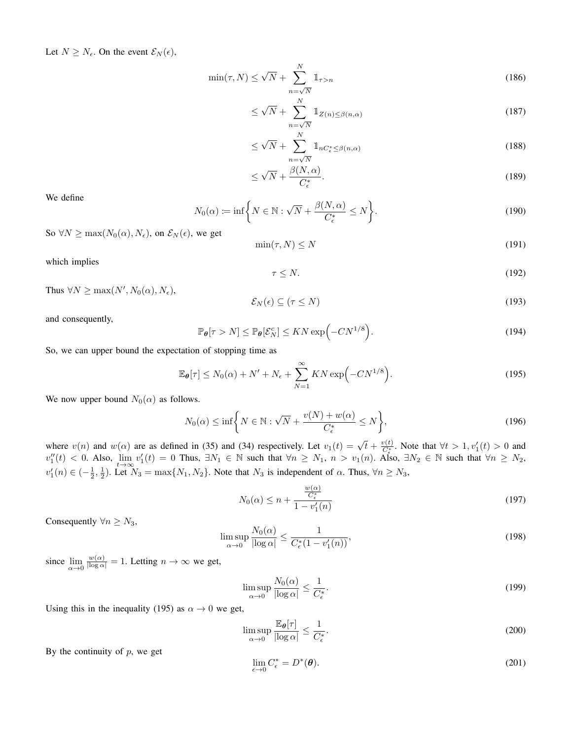Let $N \geq N_\epsilon$. On the event $\mathcal{E}_N(\epsilon)$,

$$\min(\tau, N) \leq \sqrt{N} + \sum_{n=\sqrt{N}}^{N} \mathbb{1}_{\tau > n} \tag{186}$$

$$\leq \sqrt{N} + \sum_{n=\sqrt{N}}^{N} \mathbb{1}_{Z(n) \leq \beta(n,\alpha)} \tag{187}$$

$$\leq \sqrt{N} + \sum_{n=\sqrt{N}}^{N} \mathbb{1}_{nC_\epsilon^* \leq \beta(n,\alpha)} \tag{188}$$

$$\leq \sqrt{N} + \frac{\beta(N,\alpha)}{C_\epsilon^*}. \tag{189}$$

We define

$$N_0(\alpha) := \inf\left\{ N \in \mathbb{N} : \sqrt{N} + \frac{\beta(N,\alpha)}{C_\epsilon^*} \leq N \right\}. \tag{190}$$

So $\forall N \geq \max(N_0(\alpha), N_\epsilon)$, on $\mathcal{E}_N(\epsilon)$, we get

$$\min(\tau, N) \leq N \tag{191}$$

which implies

$$\tau \leq N. \tag{192}$$

Thus $\forall N \geq \max(N', N_0(\alpha), N_\epsilon)$,

$$\mathcal{E}_N(\epsilon) \subseteq (\tau \leq N) \tag{193}$$

and consequently,

$$\mathbb{P}_{\boldsymbol{\theta}}[\tau > N] \leq \mathbb{P}_{\boldsymbol{\theta}}[\mathcal{E}_N^c] \leq KN \exp\left(-CN^{1/8}\right). \tag{194}$$

So, we can upper bound the expectation of stopping time as

$$\mathbb{E}_{\boldsymbol{\theta}}[\tau] \leq N_0(\alpha) + N' + N_\epsilon + \sum_{N=1}^{\infty} KN \exp\left(-CN^{1/8}\right). \tag{195}$$

We now upper bound $N_0(\alpha)$ as follows.

$$N_0(\alpha) \leq \inf\left\{ N \in \mathbb{N} : \sqrt{N} + \frac{v(N) + w(\alpha)}{C_\epsilon^*} \leq N \right\}, \tag{196}$$

where $v(n)$ and $w(\alpha)$ are as defined in (35) and (34) respectively. Let $v_1(t) = \sqrt{t} + \frac{v(t)}{C_\epsilon^*}$. Note that $\forall t > 1, v_1'(t) > 0$ and $v_1''(t) < 0$. Also, $\lim_{t \to \infty} v_1'(t) = 0$ Thus, $\exists N_1 \in \mathbb{N}$ such that $\forall n \geq N_1$, $n > v_1(n)$. Also, $\exists N_2 \in \mathbb{N}$ such that $\forall n \geq N_2$, $v_1'(n) \in (-\frac{1}{2}, \frac{1}{2})$. Let $N_3 = \max\{N_1, N_2\}$. Note that $N_3$ is independent of $\alpha$. Thus, $\forall n \geq N_3$,

$$N_0(\alpha) \leq n + \frac{\frac{w(\alpha)}{C_\epsilon^*}}{1 - v_1'(n)} \tag{197}$$

Consequently $\forall n \geq N_3$,

$$\limsup_{\alpha \to 0} \frac{N_0(\alpha)}{|\log \alpha|} \leq \frac{1}{C_\epsilon^*(1 - v_1'(n))}, \tag{198}$$

since $\lim_{\alpha \to 0} \frac{w(\alpha)}{|\log \alpha|} = 1$. Letting $n \to \infty$ we get,

$$\limsup_{\alpha \to 0} \frac{N_0(\alpha)}{|\log \alpha|} \leq \frac{1}{C_\epsilon^*}. \tag{199}$$

Using this in the inequality (195) as $\alpha \to 0$ we get,

$$\limsup_{\alpha \to 0} \frac{\mathbb{E}_{\boldsymbol{\theta}}[\tau]}{|\log \alpha|} \leq \frac{1}{C_\epsilon^*}. \tag{200}$$

By the continuity of $p$, we get

$$\lim_{\epsilon \to 0} C_\epsilon^* = D^*(\boldsymbol{\theta}). \tag{201}$$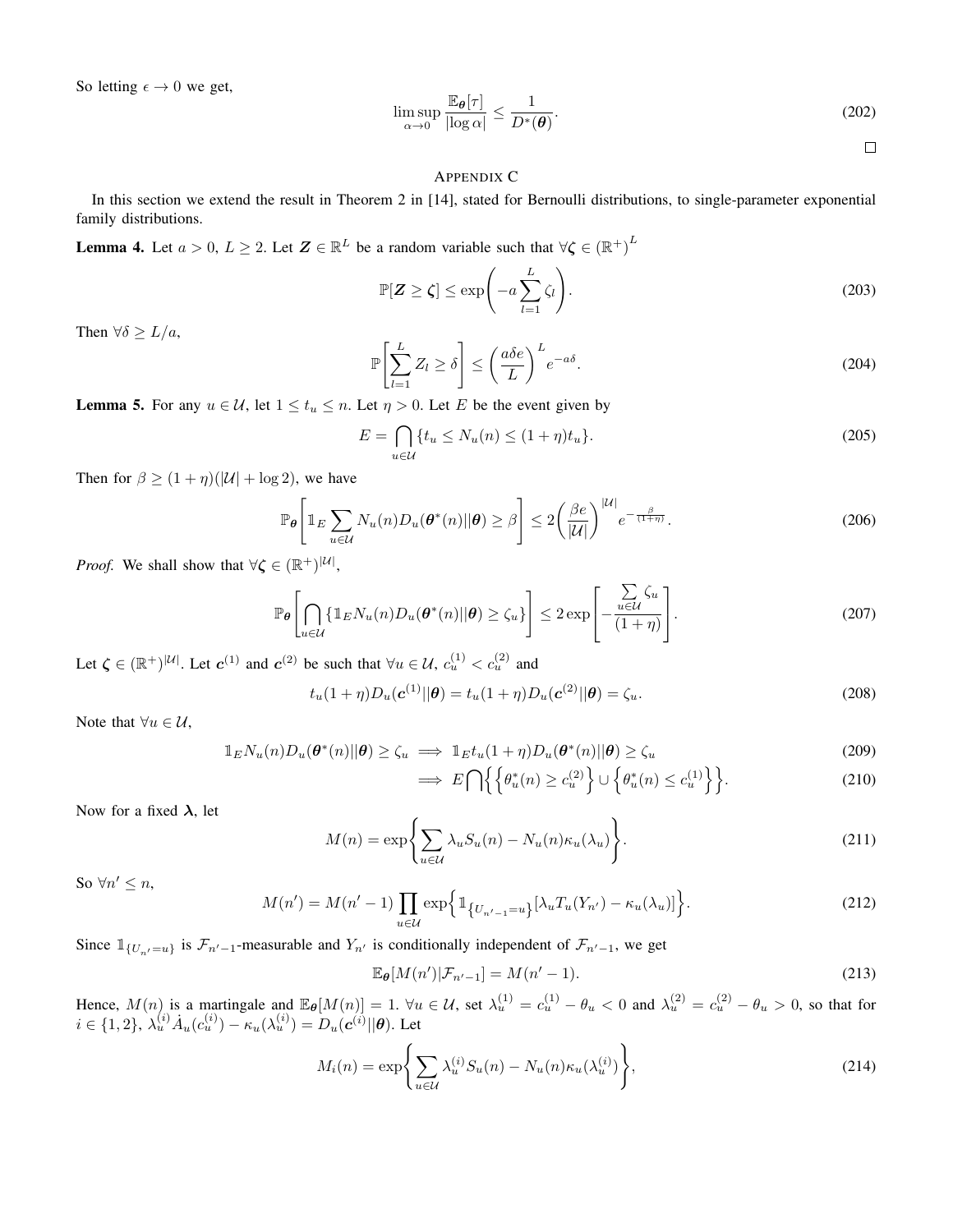So letting $\epsilon \to 0$ we get,

$$\limsup_{\alpha \to 0} \frac{\mathbb{E}_{\boldsymbol{\theta}}[\tau]}{|\log \alpha|} \leq \frac{1}{D^*(\boldsymbol{\theta})}. \tag{202}$$

□

## APPENDIX C

In this section we extend the result in Theorem 2 in [14], stated for Bernoulli distributions, to single-parameter exponential family distributions.

**Lemma 4.** Let $a > 0$, $L \geq 2$. Let $\boldsymbol{Z} \in \mathbb{R}^L$ be a random variable such that $\forall \boldsymbol{\zeta} \in (\mathbb{R}^+)^L$

$$\mathbb{P}[\boldsymbol{Z} \geq \boldsymbol{\zeta}] \leq \exp\left(-a \sum_{l=1}^{L} \zeta_l\right). \tag{203}$$

Then $\forall \delta \geq L/a$,

$$\mathbb{P}\left[\sum_{l=1}^{L} Z_l \geq \delta\right] \leq \left(\frac{a\delta e}{L}\right)^L e^{-a\delta}. \tag{204}$$

**Lemma 5.** For any $u \in \mathcal{U}$, let $1 \leq t_u \leq n$. Let $\eta > 0$. Let $E$ be the event given by

$$E = \bigcap_{u \in \mathcal{U}} \{t_u \leq N_u(n) \leq (1+\eta)t_u\}. \tag{205}$$

Then for $\beta \geq (1+\eta)(|\mathcal{U}| + \log 2)$, we have

$$\mathbb{P}_{\boldsymbol{\theta}}\left[\mathbb{1}_E \sum_{u \in \mathcal{U}} N_u(n) D_u(\boldsymbol{\theta}^*(n)||\boldsymbol{\theta}) \geq \beta\right] \leq 2\left(\frac{\beta e}{|\mathcal{U}|}\right)^{|\mathcal{U}|} e^{-\frac{\beta}{(1+\eta)}}. \tag{206}$$

*Proof.* We shall show that $\forall \boldsymbol{\zeta} \in (\mathbb{R}^+)^{|\mathcal{U}|}$,

$$\mathbb{P}_{\boldsymbol{\theta}}\left[\bigcap_{u \in \mathcal{U}} \{\mathbb{1}_E N_u(n) D_u(\boldsymbol{\theta}^*(n)||\boldsymbol{\theta}) \geq \zeta_u\}\right] \leq 2 \exp\left[-\frac{\sum_{u \in \mathcal{U}} \zeta_u}{(1+\eta)}\right]. \tag{207}$$

Let $\boldsymbol{\zeta} \in (\mathbb{R}^+)^{|\mathcal{U}|}$. Let $\boldsymbol{c}^{(1)}$ and $\boldsymbol{c}^{(2)}$ be such that $\forall u \in \mathcal{U}$, $c_u^{(1)} < c_u^{(2)}$ and

$$t_u(1+\eta) D_u(\boldsymbol{c}^{(1)}||\boldsymbol{\theta}) = t_u(1+\eta) D_u(\boldsymbol{c}^{(2)}||\boldsymbol{\theta}) = \zeta_u. \tag{208}$$

Note that $\forall u \in \mathcal{U}$,

$$\mathbb{1}_E N_u(n) D_u(\boldsymbol{\theta}^*(n)||\boldsymbol{\theta}) \geq \zeta_u \implies \mathbb{1}_E t_u(1+\eta) D_u(\boldsymbol{\theta}^*(n)||\boldsymbol{\theta}) \geq \zeta_u \tag{209}$$

$$\implies E \bigcap \left\{\left\{\theta_u^*(n) \geq c_u^{(2)}\right\} \cup \left\{\theta_u^*(n) \leq c_u^{(1)}\right\}\right\}. \tag{210}$$

Now for a fixed $\boldsymbol{\lambda}$, let

$$M(n) = \exp\left\{\sum_{u \in \mathcal{U}} \lambda_u S_u(n) - N_u(n)\kappa_u(\lambda_u)\right\}. \tag{211}$$

So $\forall n' \leq n$,

$$M(n') = M(n'-1) \prod_{u \in \mathcal{U}} \exp\left\{\mathbb{1}_{\{U_{n'-1}=u\}}[\lambda_u T_u(Y_{n'}) - \kappa_u(\lambda_u)]\right\}. \tag{212}$$

Since $\mathbb{1}_{\{U_{n'}=u\}}$ is $\mathcal{F}_{n'-1}$-measurable and $Y_{n'}$ is conditionally independent of $\mathcal{F}_{n'-1}$, we get

$$\mathbb{E}_{\boldsymbol{\theta}}[M(n')|\mathcal{F}_{n'-1}] = M(n'-1). \tag{213}$$

Hence, $M(n)$ is a martingale and $\mathbb{E}_{\boldsymbol{\theta}}[M(n)] = 1$. $\forall u \in \mathcal{U}$, set $\lambda_u^{(1)} = c_u^{(1)} - \theta_u < 0$ and $\lambda_u^{(2)} = c_u^{(2)} - \theta_u > 0$, so that for $i \in \{1,2\}$, $\lambda_u^{(i)} \dot{A}_u(c_u^{(i)}) - \kappa_u(\lambda_u^{(i)}) = D_u(\boldsymbol{c}^{(i)}||\boldsymbol{\theta})$. Let

$$M_i(n) = \exp\left\{\sum_{u \in \mathcal{U}} \lambda_u^{(i)} S_u(n) - N_u(n)\kappa_u(\lambda_u^{(i)})\right\}, \tag{214}$$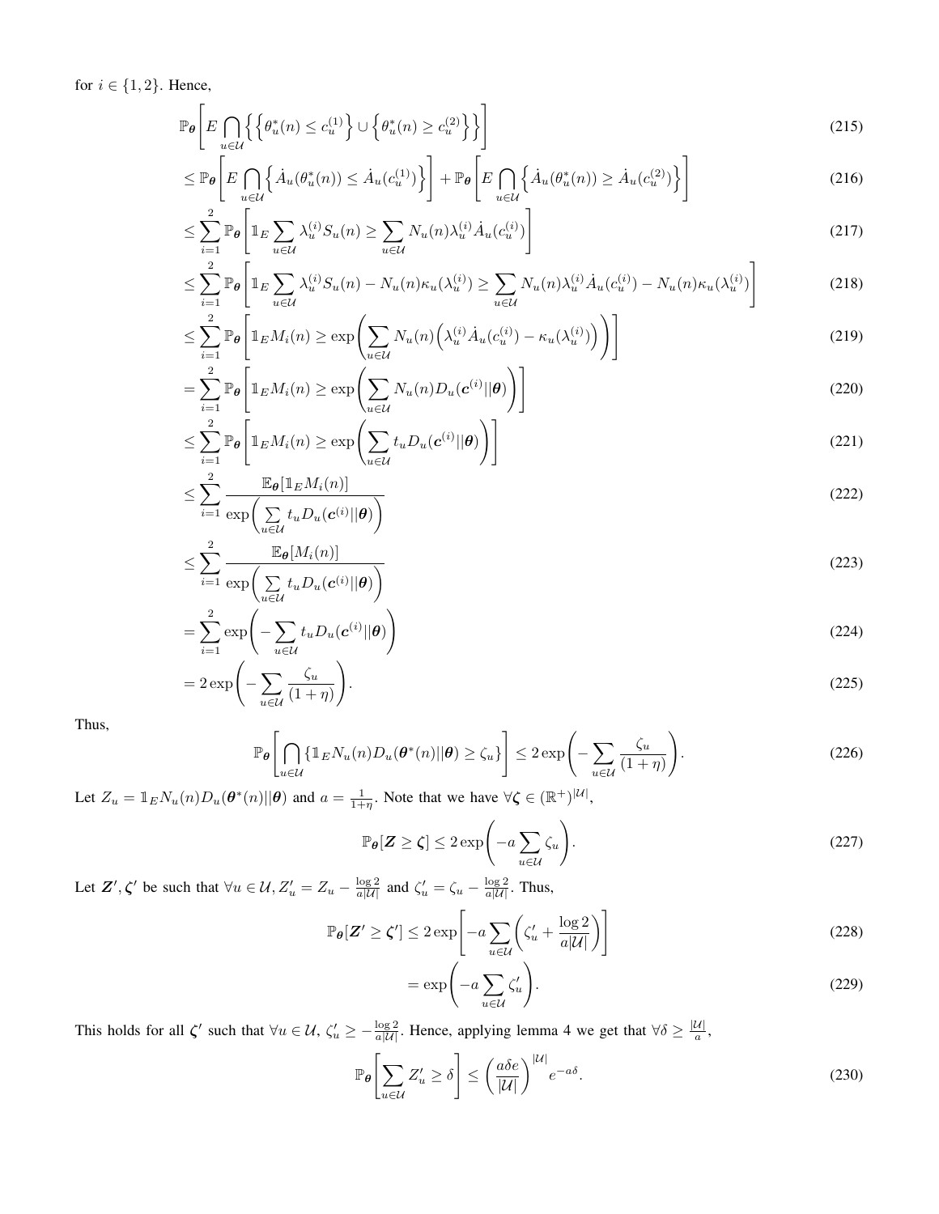for $i \in \{1, 2\}$. Hence,

$$\mathbb{P}_{\boldsymbol{\theta}}\left[E \bigcap_{u \in \mathcal{U}} \left\{ \left\{ \theta_u^*(n) \leq c_u^{(1)} \right\} \cup \left\{ \theta_u^*(n) \geq c_u^{(2)} \right\} \right\} \right] \tag{215}$$

$$\leq \mathbb{P}_{\boldsymbol{\theta}}\left[E \bigcap_{u \in \mathcal{U}} \left\{ \dot{A}_u(\theta_u^*(n)) \leq \dot{A}_u(c_u^{(1)}) \right\} \right] + \mathbb{P}_{\boldsymbol{\theta}}\left[E \bigcap_{u \in \mathcal{U}} \left\{ \dot{A}_u(\theta_u^*(n)) \geq \dot{A}_u(c_u^{(2)}) \right\} \right] \tag{216}$$

$$\leq \sum_{i=1}^{2} \mathbb{P}_{\boldsymbol{\theta}}\left[\mathbb{1}_E \sum_{u \in \mathcal{U}} \lambda_u^{(i)} S_u(n) \geq \sum_{u \in \mathcal{U}} N_u(n) \lambda_u^{(i)} \dot{A}_u(c_u^{(i)}) \right] \tag{217}$$

$$\leq \sum_{i=1}^{2} \mathbb{P}_{\boldsymbol{\theta}}\left[\mathbb{1}_E \sum_{u \in \mathcal{U}} \lambda_u^{(i)} S_u(n) - N_u(n)\kappa_u(\lambda_u^{(i)}) \geq \sum_{u \in \mathcal{U}} N_u(n) \lambda_u^{(i)} \dot{A}_u(c_u^{(i)}) - N_u(n)\kappa_u(\lambda_u^{(i)}) \right] \tag{218}$$

$$\leq \sum_{i=1}^{2} \mathbb{P}_{\boldsymbol{\theta}}\left[\mathbb{1}_E M_i(n) \geq \exp\left( \sum_{u \in \mathcal{U}} N_u(n) \left( \lambda_u^{(i)} \dot{A}_u(c_u^{(i)}) - \kappa_u(\lambda_u^{(i)}) \right) \right) \right] \tag{219}$$

$$= \sum_{i=1}^{2} \mathbb{P}_{\boldsymbol{\theta}}\left[\mathbb{1}_E M_i(n) \geq \exp\left( \sum_{u \in \mathcal{U}} N_u(n) D_u(\boldsymbol{c}^{(i)} || \boldsymbol{\theta}) \right) \right] \tag{220}$$

$$\leq \sum_{i=1}^{2} \mathbb{P}_{\boldsymbol{\theta}}\left[\mathbb{1}_E M_i(n) \geq \exp\left( \sum_{u \in \mathcal{U}} t_u D_u(\boldsymbol{c}^{(i)} || \boldsymbol{\theta}) \right) \right] \tag{221}$$

$$\leq \sum_{i=1}^{2} \frac{\mathbb{E}_{\boldsymbol{\theta}}[\mathbb{1}_E M_i(n)]}{\exp\left( \sum_{u \in \mathcal{U}} t_u D_u(\boldsymbol{c}^{(i)} || \boldsymbol{\theta}) \right)} \tag{222}$$

$$\leq \sum_{i=1}^{2} \frac{\mathbb{E}_{\boldsymbol{\theta}}[M_i(n)]}{\exp\left( \sum_{u \in \mathcal{U}} t_u D_u(\boldsymbol{c}^{(i)} || \boldsymbol{\theta}) \right)} \tag{223}$$

$$= \sum_{i=1}^{2} \exp\left( -\sum_{u \in \mathcal{U}} t_u D_u(\boldsymbol{c}^{(i)} || \boldsymbol{\theta}) \right) \tag{224}$$

$$= 2\exp\left( -\sum_{u \in \mathcal{U}} \frac{\zeta_u}{(1+\eta)} \right). \tag{225}$$

Thus,

$$\mathbb{P}_{\boldsymbol{\theta}}\left[ \bigcap_{u \in \mathcal{U}} \{ \mathbb{1}_E N_u(n) D_u(\boldsymbol{\theta}^*(n) || \boldsymbol{\theta}) \geq \zeta_u \} \right] \leq 2\exp\left( -\sum_{u \in \mathcal{U}} \frac{\zeta_u}{(1+\eta)} \right). \tag{226}$$

Let $Z_u = \mathbb{1}_E N_u(n) D_u(\boldsymbol{\theta}^*(n)||\boldsymbol{\theta})$ and $a = \frac{1}{1+\eta}$. Note that we have $\forall \boldsymbol{\zeta} \in (\mathbb{R}^+)^{|\mathcal{U}|}$,

$$\mathbb{P}_{\boldsymbol{\theta}}[\boldsymbol{Z} \geq \boldsymbol{\zeta}] \leq 2\exp\left( -a \sum_{u \in \mathcal{U}} \zeta_u \right). \tag{227}$$

Let $\boldsymbol{Z}', \boldsymbol{\zeta}'$ be such that $\forall u \in \mathcal{U}, Z'_u = Z_u - \frac{\log 2}{a|\mathcal{U}|}$ and $\zeta'_u = \zeta_u - \frac{\log 2}{a|\mathcal{U}|}$. Thus,

$$\mathbb{P}_{\boldsymbol{\theta}}[\boldsymbol{Z}' \geq \boldsymbol{\zeta}'] \leq 2\exp\left[ -a \sum_{u \in \mathcal{U}} \left( \zeta'_u + \frac{\log 2}{a|\mathcal{U}|} \right) \right] \tag{228}$$

$$= \exp\left( -a \sum_{u \in \mathcal{U}} \zeta'_u \right). \tag{229}$$

This holds for all $\boldsymbol{\zeta}'$ such that $\forall u \in \mathcal{U}$, $\zeta'_u \geq -\frac{\log 2}{a|\mathcal{U}|}$. Hence, applying lemma 4 we get that $\forall \delta \geq \frac{|\mathcal{U}|}{a}$,

$$\mathbb{P}_{\boldsymbol{\theta}}\left[ \sum_{u \in \mathcal{U}} Z'_u \geq \delta \right] \leq \left( \frac{a\delta e}{|\mathcal{U}|} \right)^{|\mathcal{U}|} e^{-a\delta}. \tag{230}$$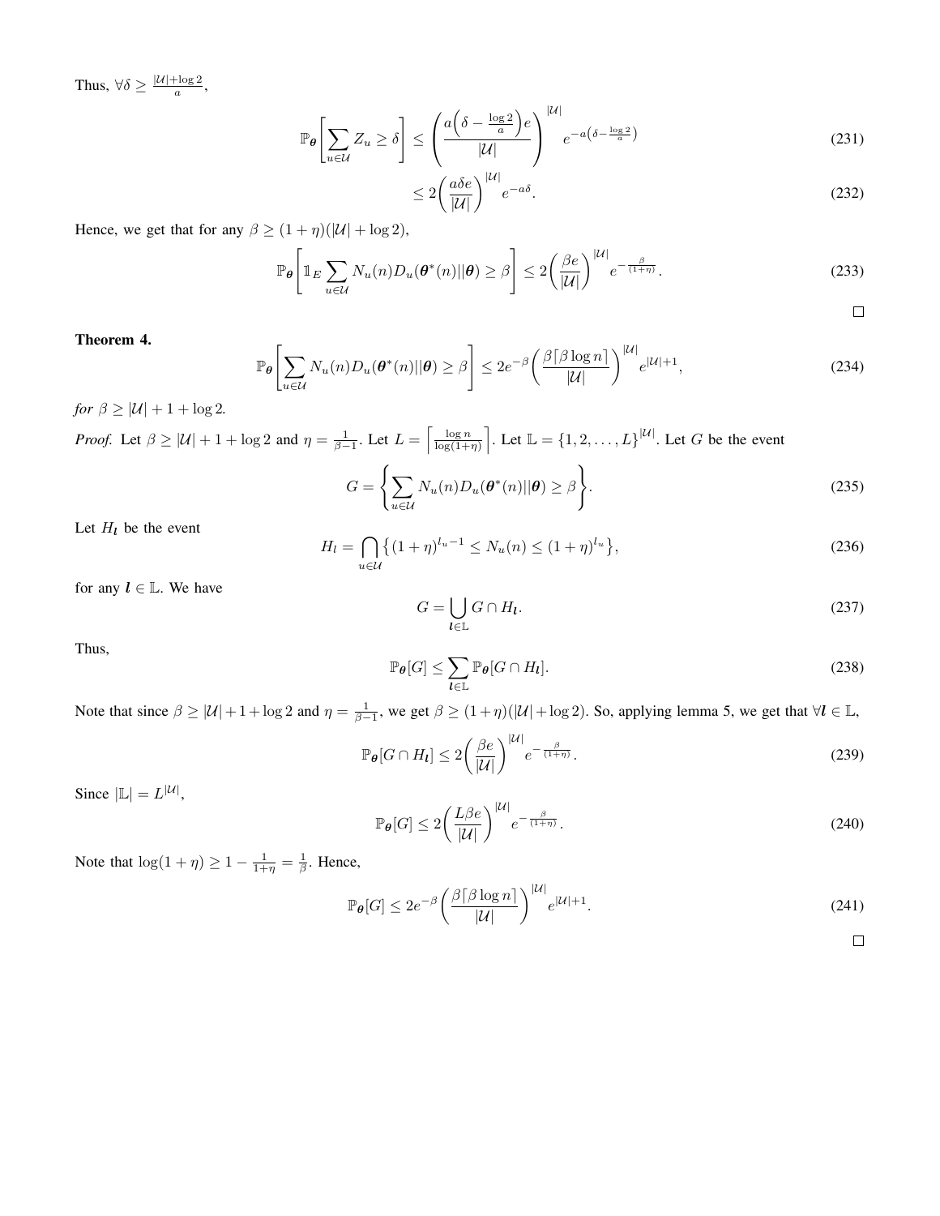Thus, $\forall \delta \geq \frac{|\mathcal{U}|+\log 2}{a}$,

$$
\mathbb{P}_{\boldsymbol{\theta}}\left[\sum_{u\in\mathcal{U}} Z_u \geq \delta\right] \leq \left(\frac{a\left(\delta - \frac{\log 2}{a}\right)e}{|\mathcal{U}|}\right)^{|\mathcal{U}|} e^{-a\left(\delta - \frac{\log 2}{a}\right)} \tag{231}
$$

$$
\leq 2\left(\frac{a\delta e}{|\mathcal{U}|}\right)^{|\mathcal{U}|} e^{-a\delta}. \tag{232}
$$

Hence, we get that for any $\beta \geq (1+\eta)(|\mathcal{U}| + \log 2)$,

$$
\mathbb{P}_{\boldsymbol{\theta}}\left[\mathbb{1}_E \sum_{u\in\mathcal{U}} N_u(n) D_u(\boldsymbol{\theta}^*(n)||\boldsymbol{\theta}) \geq \beta\right] \leq 2\left(\frac{\beta e}{|\mathcal{U}|}\right)^{|\mathcal{U}|} e^{-\frac{\beta}{(1+\eta)}}. \tag{233}
$$

□

**Theorem 4.**

$$
\mathbb{P}_{\boldsymbol{\theta}}\left[\sum_{u\in\mathcal{U}} N_u(n) D_u(\boldsymbol{\theta}^*(n)||\boldsymbol{\theta}) \geq \beta\right] \leq 2e^{-\beta}\left(\frac{\beta\lceil\beta\log n\rceil}{|\mathcal{U}|}\right)^{|\mathcal{U}|} e^{|\mathcal{U}|+1}, \tag{234}
$$

*for $\beta \geq |\mathcal{U}| + 1 + \log 2$.*

*Proof.* Let $\beta \geq |\mathcal{U}| + 1 + \log 2$ and $\eta = \frac{1}{\beta-1}$. Let $L = \left\lceil \frac{\log n}{\log(1+\eta)} \right\rceil$. Let $\mathbb{L} = \{1, 2, \ldots, L\}^{|\mathcal{U}|}$. Let $G$ be the event

$$
G = \left\{\sum_{u\in\mathcal{U}} N_u(n) D_u(\boldsymbol{\theta}^*(n)||\boldsymbol{\theta}) \geq \beta\right\}. \tag{235}
$$

Let $H_{\boldsymbol{l}}$ be the event

$$
H_l = \bigcap_{u\in\mathcal{U}} \left\{(1+\eta)^{l_u - 1} \leq N_u(n) \leq (1+\eta)^{l_u}\right\}, \tag{236}
$$

for any $\boldsymbol{l} \in \mathbb{L}$. We have

$$
G = \bigcup_{\boldsymbol{l}\in\mathbb{L}} G \cap H_{\boldsymbol{l}}. \tag{237}
$$

Thus,

$$
\mathbb{P}_{\boldsymbol{\theta}}[G] \leq \sum_{\boldsymbol{l}\in\mathbb{L}} \mathbb{P}_{\boldsymbol{\theta}}[G \cap H_{\boldsymbol{l}}]. \tag{238}
$$

Note that since $\beta \geq |\mathcal{U}| + 1 + \log 2$ and $\eta = \frac{1}{\beta-1}$, we get $\beta \geq (1+\eta)(|\mathcal{U}| + \log 2)$. So, applying lemma 5, we get that $\forall \boldsymbol{l} \in \mathbb{L}$,

$$
\mathbb{P}_{\boldsymbol{\theta}}[G \cap H_{\boldsymbol{l}}] \leq 2\left(\frac{\beta e}{|\mathcal{U}|}\right)^{|\mathcal{U}|} e^{-\frac{\beta}{(1+\eta)}}. \tag{239}
$$

Since $|\mathbb{L}| = L^{|\mathcal{U}|}$,

$$
\mathbb{P}_{\boldsymbol{\theta}}[G] \leq 2\left(\frac{L\beta e}{|\mathcal{U}|}\right)^{|\mathcal{U}|} e^{-\frac{\beta}{(1+\eta)}}. \tag{240}
$$

Note that $\log(1+\eta) \geq 1 - \frac{1}{1+\eta} = \frac{1}{\beta}$. Hence,

$$
\mathbb{P}_{\boldsymbol{\theta}}[G] \leq 2e^{-\beta}\left(\frac{\beta\lceil\beta\log n\rceil}{|\mathcal{U}|}\right)^{|\mathcal{U}|} e^{|\mathcal{U}|+1}. \tag{241}
$$

□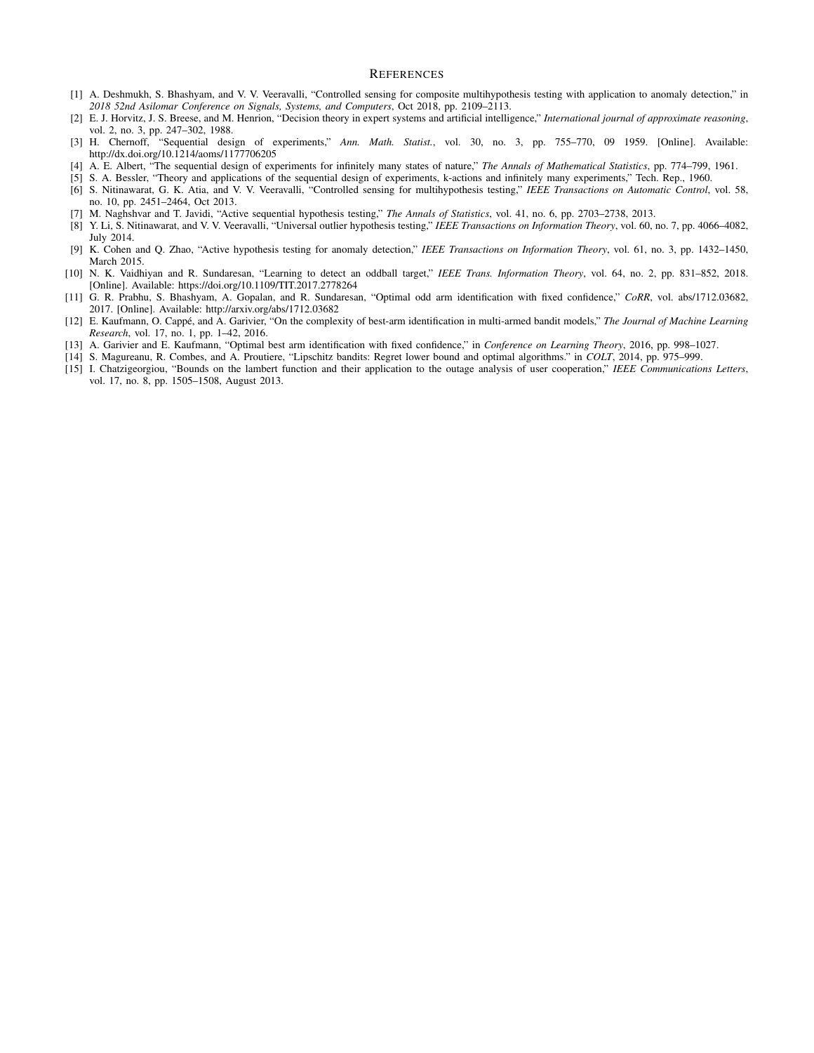## References

[1] A. Deshmukh, S. Bhashyam, and V. V. Veeravalli, "Controlled sensing for composite multihypothesis testing with application to anomaly detection," in *2018 52nd Asilomar Conference on Signals, Systems, and Computers*, Oct 2018, pp. 2109–2113.

[2] E. J. Horvitz, J. S. Breese, and M. Henrion, "Decision theory in expert systems and artificial intelligence," *International journal of approximate reasoning*, vol. 2, no. 3, pp. 247–302, 1988.

[3] H. Chernoff, "Sequential design of experiments," *Ann. Math. Statist.*, vol. 30, no. 3, pp. 755–770, 09 1959. [Online]. Available: http://dx.doi.org/10.1214/aoms/1177706205

[4] A. E. Albert, "The sequential design of experiments for infinitely many states of nature," *The Annals of Mathematical Statistics*, pp. 774–799, 1961.

[5] S. A. Bessler, "Theory and applications of the sequential design of experiments, k-actions and infinitely many experiments," Tech. Rep., 1960.

[6] S. Nitinawarat, G. K. Atia, and V. V. Veeravalli, "Controlled sensing for multihypothesis testing," *IEEE Transactions on Automatic Control*, vol. 58, no. 10, pp. 2451–2464, Oct 2013.

[7] M. Naghshvar and T. Javidi, "Active sequential hypothesis testing," *The Annals of Statistics*, vol. 41, no. 6, pp. 2703–2738, 2013.

[8] Y. Li, S. Nitinawarat, and V. V. Veeravalli, "Universal outlier hypothesis testing," *IEEE Transactions on Information Theory*, vol. 60, no. 7, pp. 4066–4082, July 2014.

[9] K. Cohen and Q. Zhao, "Active hypothesis testing for anomaly detection," *IEEE Transactions on Information Theory*, vol. 61, no. 3, pp. 1432–1450, March 2015.

[10] N. K. Vaidhiyan and R. Sundaresan, "Learning to detect an oddball target," *IEEE Trans. Information Theory*, vol. 64, no. 2, pp. 831–852, 2018. [Online]. Available: https://doi.org/10.1109/TIT.2017.2778264

[11] G. R. Prabhu, S. Bhashyam, A. Gopalan, and R. Sundaresan, "Optimal odd arm identification with fixed confidence," *CoRR*, vol. abs/1712.03682, 2017. [Online]. Available: http://arxiv.org/abs/1712.03682

[12] E. Kaufmann, O. Cappé, and A. Garivier, "On the complexity of best-arm identification in multi-armed bandit models," *The Journal of Machine Learning Research*, vol. 17, no. 1, pp. 1–42, 2016.

[13] A. Garivier and E. Kaufmann, "Optimal best arm identification with fixed confidence," in *Conference on Learning Theory*, 2016, pp. 998–1027.

[14] S. Magureanu, R. Combes, and A. Proutiere, "Lipschitz bandits: Regret lower bound and optimal algorithms." in *COLT*, 2014, pp. 975–999.

[15] I. Chatzigeorgiou, "Bounds on the lambert function and their application to the outage analysis of user cooperation," *IEEE Communications Letters*, vol. 17, no. 8, pp. 1505–1508, August 2013.